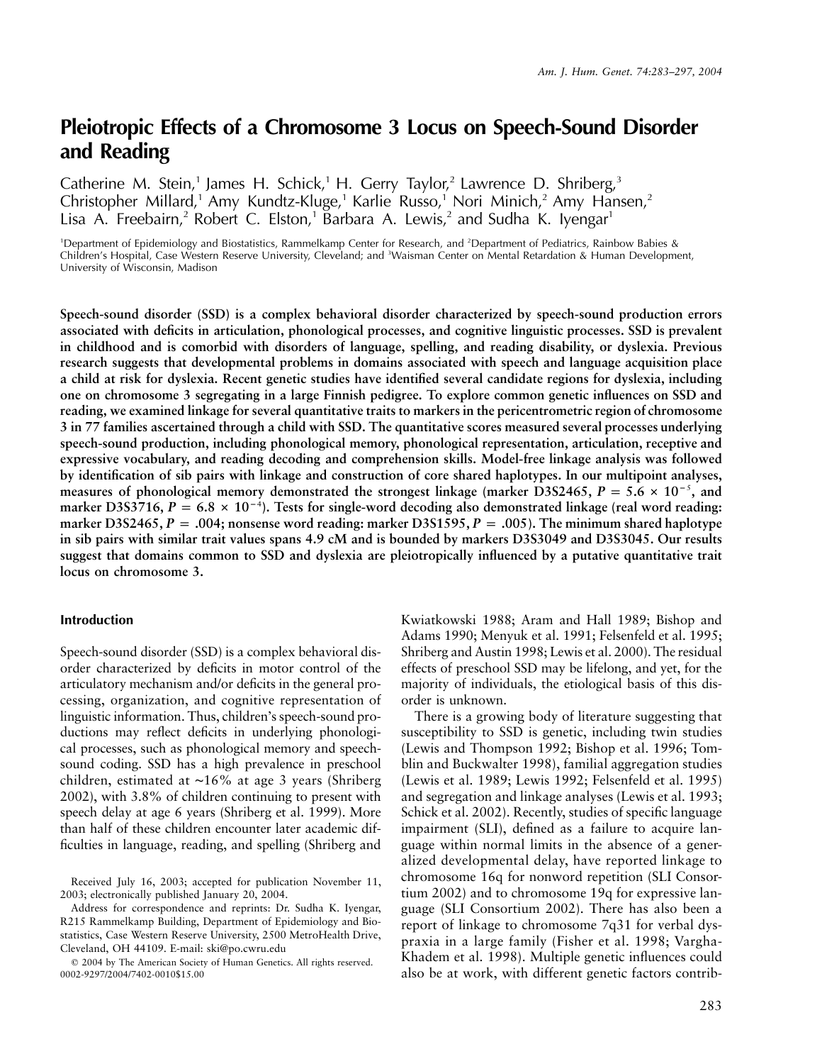# Pleiotropic Effects of a Chromosome 3 Locus on Speech-Sound Disorder and Reading

Catherine M. Stein,[1] James H. Schick,[1] H. Gerry Taylor,[2] Lawrence D. Shriberg,[3] Christopher Millard,[1] Amy Kundtz-Kluge,[1] Karlie Russo,[1] Nori Minich,[2] Amy Hansen,[2] Lisa A. Freebairn,[2] Robert C. Elston,[1] Barbara A. Lewis,[2] and Sudha K. Iyengar[1]

[1]Department of Epidemiology and Biostatistics, Rammelkamp Center for Research, and [2]Department of Pediatrics, Rainbow Babies & Children's Hospital, Case Western Reserve University, Cleveland; and [3]Waisman Center on Mental Retardation & Human Development, University of Wisconsin, Madison

**Speech-sound disorder (SSD) is a complex behavioral disorder characterized by speech-sound production errors associated with deficits in articulation, phonological processes, and cognitive linguistic processes. SSD is prevalent in childhood and is comorbid with disorders of language, spelling, and reading disability, or dyslexia. Previous research suggests that developmental problems in domains associated with speech and language acquisition place a child at risk for dyslexia. Recent genetic studies have identified several candidate regions for dyslexia, including one on chromosome 3 segregating in a large Finnish pedigree. To explore common genetic influences on SSD and reading, we examined linkage for several quantitative traits to markers in the pericentrometric region of chromosome 3 in 77 families ascertained through a child with SSD. The quantitative scores measured several processes underlying speech-sound production, including phonological memory, phonological representation, articulation, receptive and expressive vocabulary, and reading decoding and comprehension skills. Model-free linkage analysis was followed by identification of sib pairs with linkage and construction of core shared haplotypes. In our multipoint analyses, measures of phonological memory demonstrated the strongest linkage (marker D3S2465, $P = 5.6 \times 10^{-5}$, and marker D3S3716, $P = 6.8 \times 10^{-4}$). Tests for single-word decoding also demonstrated linkage (real word reading: marker D3S2465, $P = .004$; nonsense word reading: marker D3S1595, $P = .005$). The minimum shared haplotype in sib pairs with similar trait values spans 4.9 cM and is bounded by markers D3S3049 and D3S3045. Our results suggest that domains common to SSD and dyslexia are pleiotropically influenced by a putative quantitative trait locus on chromosome 3.**

## Introduction

Speech-sound disorder (SSD) is a complex behavioral disorder characterized by deficits in motor control of the articulatory mechanism and/or deficits in the general processing, organization, and cognitive representation of linguistic information. Thus, children's speech-sound productions may reflect deficits in underlying phonological processes, such as phonological memory and speech-sound coding. SSD has a high prevalence in preschool children, estimated at ~16% at age 3 years (Shriberg 2002), with 3.8% of children continuing to present with speech delay at age 6 years (Shriberg et al. 1999). More than half of these children encounter later academic difficulties in language, reading, and spelling (Shriberg and Kwiatkowski 1988; Aram and Hall 1989; Bishop and Adams 1990; Menyuk et al. 1991; Felsenfeld et al. 1995; Shriberg and Austin 1998; Lewis et al. 2000). The residual effects of preschool SSD may be lifelong, and yet, for the majority of individuals, the etiological basis of this disorder is unknown.

There is a growing body of literature suggesting that susceptibility to SSD is genetic, including twin studies (Lewis and Thompson 1992; Bishop et al. 1996; Tomblin and Buckwalter 1998), familial aggregation studies (Lewis et al. 1989; Lewis 1992; Felsenfeld et al. 1995) and segregation and linkage analyses (Lewis et al. 1993; Schick et al. 2002). Recently, studies of specific language impairment (SLI), defined as a failure to acquire language within normal limits in the absence of a generalized developmental delay, have reported linkage to chromosome 16q for nonword repetition (SLI Consortium 2002) and to chromosome 19q for expressive language (SLI Consortium 2002). There has also been a report of linkage to chromosome 7q31 for verbal dyspraxia in a large family (Fisher et al. 1998; Vargha-Khadem et al. 1998). Multiple genetic influences could also be at work, with different genetic factors contrib-

Received July 16, 2003; accepted for publication November 11, 2003; electronically published January 20, 2004.

Address for correspondence and reprints: Dr. Sudha K. Iyengar, R215 Rammelkamp Building, Department of Epidemiology and Biostatistics, Case Western Reserve University, 2500 MetroHealth Drive, Cleveland, OH 44109. E-mail: ski@po.cwru.edu

© 2004 by The American Society of Human Genetics. All rights reserved. 0002-9297/2004/7402-0010$15.00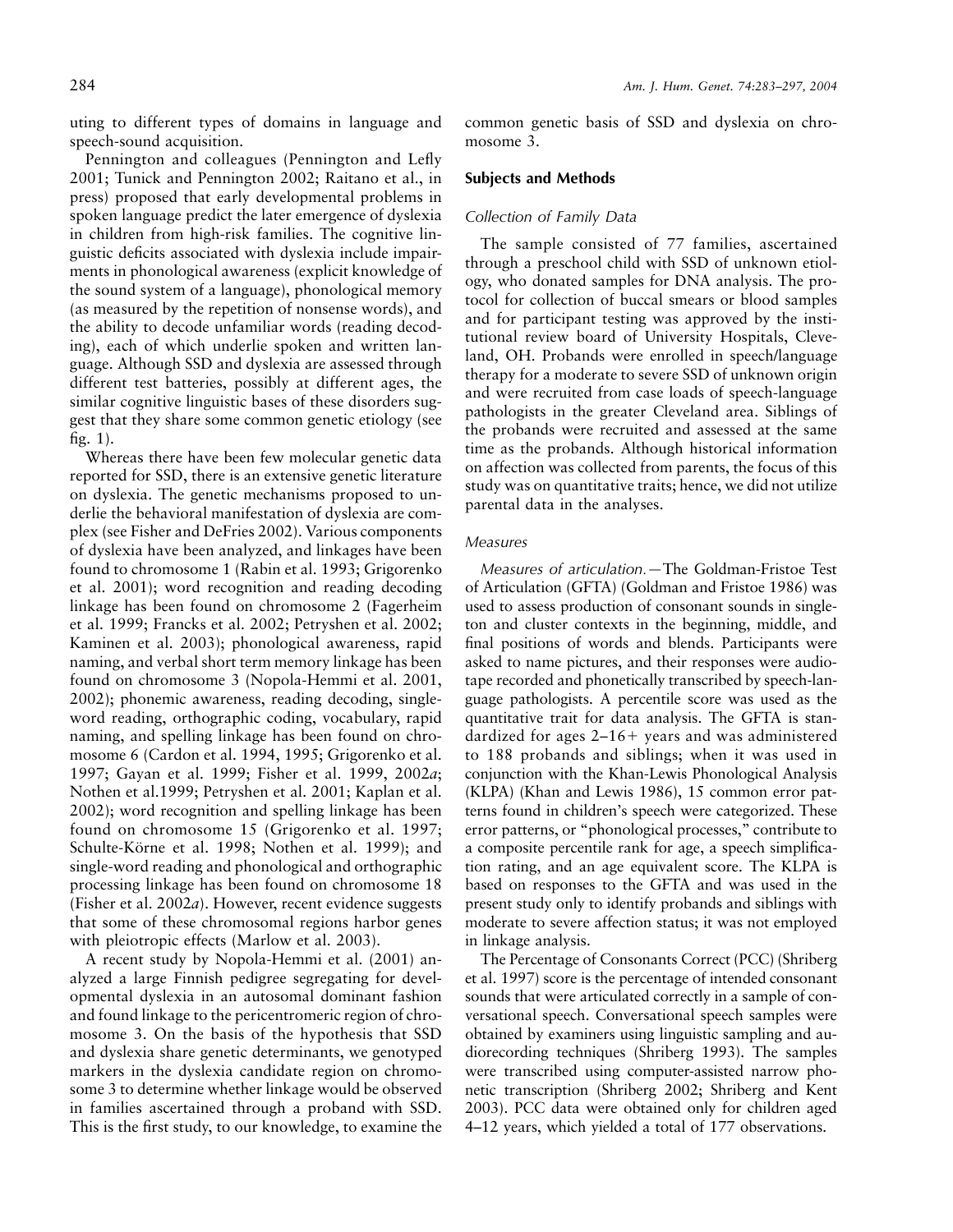uting to different types of domains in language and speech-sound acquisition.

Pennington and colleagues (Pennington and Lefly 2001; Tunick and Pennington 2002; Raitano et al., in press) proposed that early developmental problems in spoken language predict the later emergence of dyslexia in children from high-risk families. The cognitive linguistic deficits associated with dyslexia include impairments in phonological awareness (explicit knowledge of the sound system of a language), phonological memory (as measured by the repetition of nonsense words), and the ability to decode unfamiliar words (reading decoding), each of which underlie spoken and written language. Although SSD and dyslexia are assessed through different test batteries, possibly at different ages, the similar cognitive linguistic bases of these disorders suggest that they share some common genetic etiology (see fig. 1).

Whereas there have been few molecular genetic data reported for SSD, there is an extensive genetic literature on dyslexia. The genetic mechanisms proposed to underlie the behavioral manifestation of dyslexia are complex (see Fisher and DeFries 2002). Various components of dyslexia have been analyzed, and linkages have been found to chromosome 1 (Rabin et al. 1993; Grigorenko et al. 2001); word recognition and reading decoding linkage has been found on chromosome 2 (Fagerheim et al. 1999; Francks et al. 2002; Petryshen et al. 2002; Kaminen et al. 2003); phonological awareness, rapid naming, and verbal short term memory linkage has been found on chromosome 3 (Nopola-Hemmi et al. 2001, 2002); phonemic awareness, reading decoding, single-word reading, orthographic coding, vocabulary, rapid naming, and spelling linkage has been found on chromosome 6 (Cardon et al. 1994, 1995; Grigorenko et al. 1997; Gayan et al. 1999; Fisher et al. 1999, 2002*a*; Nothen et al.1999; Petryshen et al. 2001; Kaplan et al. 2002); word recognition and spelling linkage has been found on chromosome 15 (Grigorenko et al. 1997; Schulte-Körne et al. 1998; Nothen et al. 1999); and single-word reading and phonological and orthographic processing linkage has been found on chromosome 18 (Fisher et al. 2002*a*). However, recent evidence suggests that some of these chromosomal regions harbor genes with pleiotropic effects (Marlow et al. 2003).

A recent study by Nopola-Hemmi et al. (2001) analyzed a large Finnish pedigree segregating for developmental dyslexia in an autosomal dominant fashion and found linkage to the pericentromeric region of chromosome 3. On the basis of the hypothesis that SSD and dyslexia share genetic determinants, we genotyped markers in the dyslexia candidate region on chromosome 3 to determine whether linkage would be observed in families ascertained through a proband with SSD. This is the first study, to our knowledge, to examine the common genetic basis of SSD and dyslexia on chromosome 3.

## Subjects and Methods

### *Collection of Family Data*

The sample consisted of 77 families, ascertained through a preschool child with SSD of unknown etiology, who donated samples for DNA analysis. The protocol for collection of buccal smears or blood samples and for participant testing was approved by the institutional review board of University Hospitals, Cleveland, OH. Probands were enrolled in speech/language therapy for a moderate to severe SSD of unknown origin and were recruited from case loads of speech-language pathologists in the greater Cleveland area. Siblings of the probands were recruited and assessed at the same time as the probands. Although historical information on affection was collected from parents, the focus of this study was on quantitative traits; hence, we did not utilize parental data in the analyses.

### *Measures*

*Measures of articulation.*—The Goldman-Fristoe Test of Articulation (GFTA) (Goldman and Fristoe 1986) was used to assess production of consonant sounds in singleton and cluster contexts in the beginning, middle, and final positions of words and blends. Participants were asked to name pictures, and their responses were audiotape recorded and phonetically transcribed by speech-language pathologists. A percentile score was used as the quantitative trait for data analysis. The GFTA is standardized for ages 2–16+ years and was administered to 188 probands and siblings; when it was used in conjunction with the Khan-Lewis Phonological Analysis (KLPA) (Khan and Lewis 1986), 15 common error patterns found in children's speech were categorized. These error patterns, or "phonological processes," contribute to a composite percentile rank for age, a speech simplification rating, and an age equivalent score. The KLPA is based on responses to the GFTA and was used in the present study only to identify probands and siblings with moderate to severe affection status; it was not employed in linkage analysis.

The Percentage of Consonants Correct (PCC) (Shriberg et al. 1997) score is the percentage of intended consonant sounds that were articulated correctly in a sample of conversational speech. Conversational speech samples were obtained by examiners using linguistic sampling and audiorecording techniques (Shriberg 1993). The samples were transcribed using computer-assisted narrow phonetic transcription (Shriberg 2002; Shriberg and Kent 2003). PCC data were obtained only for children aged 4–12 years, which yielded a total of 177 observations.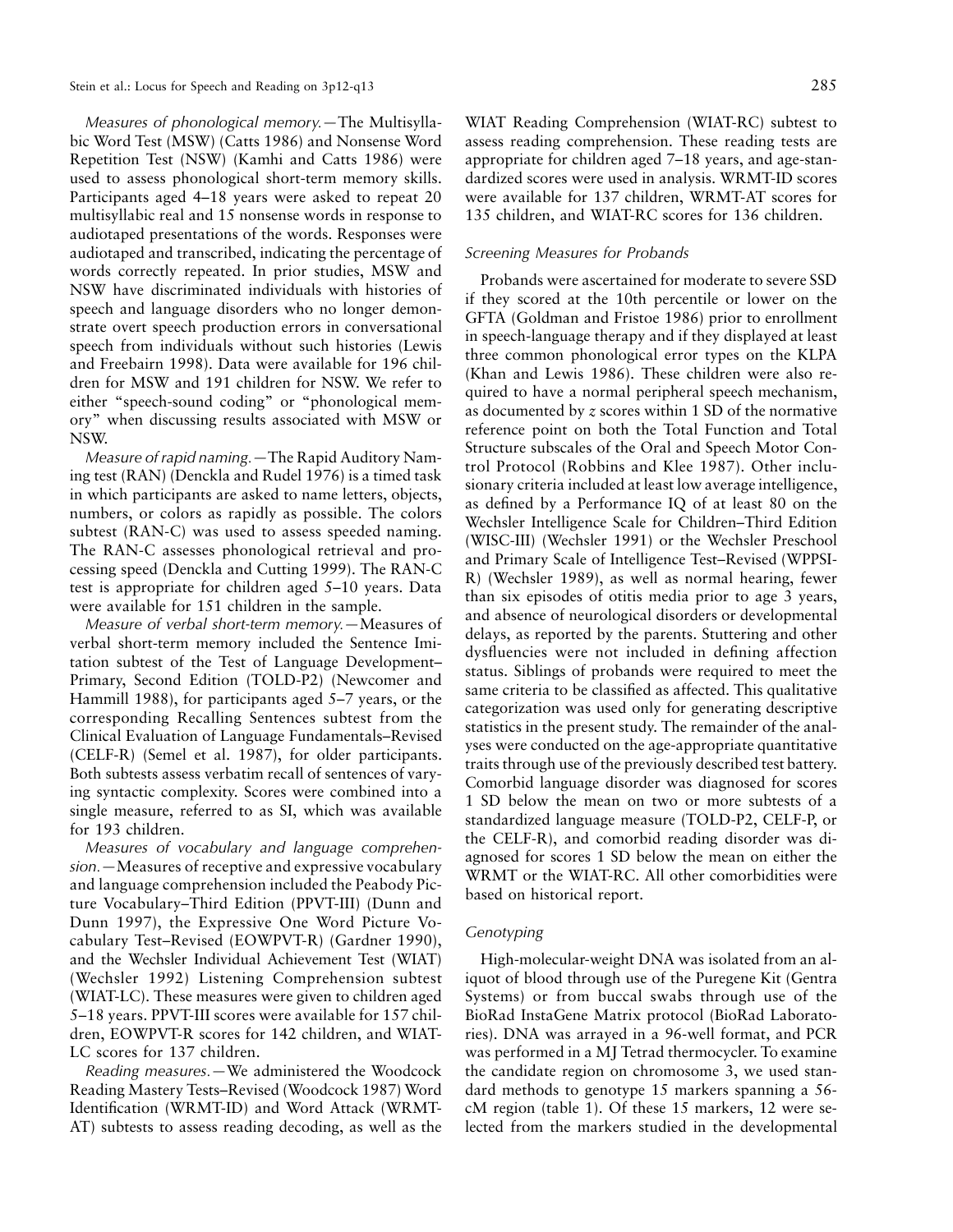*Measures of phonological memory.*—The Multisyllabic Word Test (MSW) (Catts 1986) and Nonsense Word Repetition Test (NSW) (Kamhi and Catts 1986) were used to assess phonological short-term memory skills. Participants aged 4–18 years were asked to repeat 20 multisyllabic real and 15 nonsense words in response to audiotaped presentations of the words. Responses were audiotaped and transcribed, indicating the percentage of words correctly repeated. In prior studies, MSW and NSW have discriminated individuals with histories of speech and language disorders who no longer demonstrate overt speech production errors in conversational speech from individuals without such histories (Lewis and Freebairn 1998). Data were available for 196 children for MSW and 191 children for NSW. We refer to either "speech-sound coding" or "phonological memory" when discussing results associated with MSW or NSW.

*Measure of rapid naming.*—The Rapid Auditory Naming test (RAN) (Denckla and Rudel 1976) is a timed task in which participants are asked to name letters, objects, numbers, or colors as rapidly as possible. The colors subtest (RAN-C) was used to assess speeded naming. The RAN-C assesses phonological retrieval and processing speed (Denckla and Cutting 1999). The RAN-C test is appropriate for children aged 5–10 years. Data were available for 151 children in the sample.

*Measure of verbal short-term memory.*—Measures of verbal short-term memory included the Sentence Imitation subtest of the Test of Language Development–Primary, Second Edition (TOLD-P2) (Newcomer and Hammill 1988), for participants aged 5–7 years, or the corresponding Recalling Sentences subtest from the Clinical Evaluation of Language Fundamentals–Revised (CELF-R) (Semel et al. 1987), for older participants. Both subtests assess verbatim recall of sentences of varying syntactic complexity. Scores were combined into a single measure, referred to as SI, which was available for 193 children.

*Measures of vocabulary and language comprehension.*—Measures of receptive and expressive vocabulary and language comprehension included the Peabody Picture Vocabulary–Third Edition (PPVT-III) (Dunn and Dunn 1997), the Expressive One Word Picture Vocabulary Test–Revised (EOWPVT-R) (Gardner 1990), and the Wechsler Individual Achievement Test (WIAT) (Wechsler 1992) Listening Comprehension subtest (WIAT-LC). These measures were given to children aged 5–18 years. PPVT-III scores were available for 157 children, EOWPVT-R scores for 142 children, and WIAT-LC scores for 137 children.

*Reading measures.*—We administered the Woodcock Reading Mastery Tests–Revised (Woodcock 1987) Word Identification (WRMT-ID) and Word Attack (WRMT-AT) subtests to assess reading decoding, as well as the WIAT Reading Comprehension (WIAT-RC) subtest to assess reading comprehension. These reading tests are appropriate for children aged 7–18 years, and age-standardized scores were used in analysis. WRMT-ID scores were available for 137 children, WRMT-AT scores for 135 children, and WIAT-RC scores for 136 children.

### *Screening Measures for Probands*

Probands were ascertained for moderate to severe SSD if they scored at the 10th percentile or lower on the GFTA (Goldman and Fristoe 1986) prior to enrollment in speech-language therapy and if they displayed at least three common phonological error types on the KLPA (Khan and Lewis 1986). These children were also required to have a normal peripheral speech mechanism, as documented by *z* scores within 1 SD of the normative reference point on both the Total Function and Total Structure subscales of the Oral and Speech Motor Control Protocol (Robbins and Klee 1987). Other inclusionary criteria included at least low average intelligence, as defined by a Performance IQ of at least 80 on the Wechsler Intelligence Scale for Children–Third Edition (WISC-III) (Wechsler 1991) or the Wechsler Preschool and Primary Scale of Intelligence Test–Revised (WPPSI-R) (Wechsler 1989), as well as normal hearing, fewer than six episodes of otitis media prior to age 3 years, and absence of neurological disorders or developmental delays, as reported by the parents. Stuttering and other dysfluencies were not included in defining affection status. Siblings of probands were required to meet the same criteria to be classified as affected. This qualitative categorization was used only for generating descriptive statistics in the present study. The remainder of the analyses were conducted on the age-appropriate quantitative traits through use of the previously described test battery. Comorbid language disorder was diagnosed for scores 1 SD below the mean on two or more subtests of a standardized language measure (TOLD-P2, CELF-P, or the CELF-R), and comorbid reading disorder was diagnosed for scores 1 SD below the mean on either the WRMT or the WIAT-RC. All other comorbidities were based on historical report.

### *Genotyping*

High-molecular-weight DNA was isolated from an aliquot of blood through use of the Puregene Kit (Gentra Systems) or from buccal swabs through use of the BioRad InstaGene Matrix protocol (BioRad Laboratories). DNA was arrayed in a 96-well format, and PCR was performed in a MJ Tetrad thermocycler. To examine the candidate region on chromosome 3, we used standard methods to genotype 15 markers spanning a 56-cM region (table 1). Of these 15 markers, 12 were selected from the markers studied in the developmental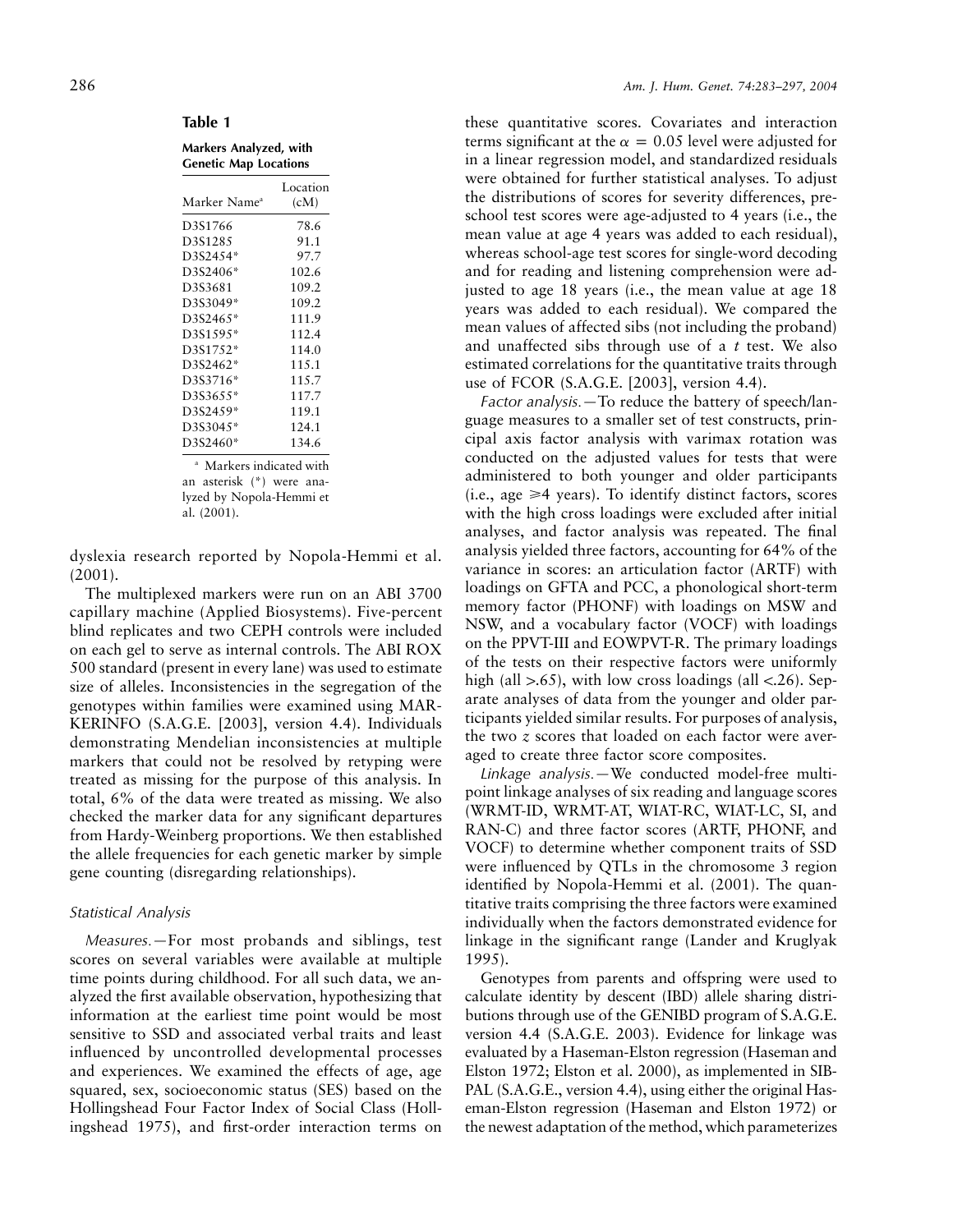**Table 1**

**Markers Analyzed, with Genetic Map Locations**

| Marker Name[a] | Location (cM) |
|---|---|
| D3S1766 | 78.6 |
| D3S1285 | 91.1 |
| D3S2454* | 97.7 |
| D3S2406* | 102.6 |
| D3S3681 | 109.2 |
| D3S3049* | 109.2 |
| D3S2465* | 111.9 |
| D3S1595* | 112.4 |
| D3S1752* | 114.0 |
| D3S2462* | 115.1 |
| D3S3716* | 115.7 |
| D3S3655* | 117.7 |
| D3S2459* | 119.1 |
| D3S3045* | 124.1 |
| D3S2460* | 134.6 |

[a] Markers indicated with an asterisk (*) were analyzed by Nopola-Hemmi et al. (2001).

dyslexia research reported by Nopola-Hemmi et al. (2001).

The multiplexed markers were run on an ABI 3700 capillary machine (Applied Biosystems). Five-percent blind replicates and two CEPH controls were included on each gel to serve as internal controls. The ABI ROX 500 standard (present in every lane) was used to estimate size of alleles. Inconsistencies in the segregation of the genotypes within families were examined using MARKERINFO (S.A.G.E. [2003], version 4.4). Individuals demonstrating Mendelian inconsistencies at multiple markers that could not be resolved by retyping were treated as missing for the purpose of this analysis. In total, 6% of the data were treated as missing. We also checked the marker data for any significant departures from Hardy-Weinberg proportions. We then established the allele frequencies for each genetic marker by simple gene counting (disregarding relationships).

### Statistical Analysis

*Measures.*—For most probands and siblings, test scores on several variables were available at multiple time points during childhood. For all such data, we analyzed the first available observation, hypothesizing that information at the earliest time point would be most sensitive to SSD and associated verbal traits and least influenced by uncontrolled developmental processes and experiences. We examined the effects of age, age squared, sex, socioeconomic status (SES) based on the Hollingshead Four Factor Index of Social Class (Hollingshead 1975), and first-order interaction terms on these quantitative scores. Covariates and interaction terms significant at the $\alpha = 0.05$ level were adjusted for in a linear regression model, and standardized residuals were obtained for further statistical analyses. To adjust the distributions of scores for severity differences, preschool test scores were age-adjusted to 4 years (i.e., the mean value at age 4 years was added to each residual), whereas school-age test scores for single-word decoding and for reading and listening comprehension were adjusted to age 18 years (i.e., the mean value at age 18 years was added to each residual). We compared the mean values of affected sibs (not including the proband) and unaffected sibs through use of a $t$ test. We also estimated correlations for the quantitative traits through use of FCOR (S.A.G.E. [2003], version 4.4).

*Factor analysis.*—To reduce the battery of speech/language measures to a smaller set of test constructs, principal axis factor analysis with varimax rotation was conducted on the adjusted values for tests that were administered to both younger and older participants (i.e., age $\geq$4 years). To identify distinct factors, scores with the high cross loadings were excluded after initial analyses, and factor analysis was repeated. The final analysis yielded three factors, accounting for 64% of the variance in scores: an articulation factor (ARTF) with loadings on GFTA and PCC, a phonological short-term memory factor (PHONF) with loadings on MSW and NSW, and a vocabulary factor (VOCF) with loadings on the PPVT-III and EOWPVT-R. The primary loadings of the tests on their respective factors were uniformly high (all >.65), with low cross loadings (all <.26). Separate analyses of data from the younger and older participants yielded similar results. For purposes of analysis, the two $z$ scores that loaded on each factor were averaged to create three factor score composites.

*Linkage analysis.*—We conducted model-free multipoint linkage analyses of six reading and language scores (WRMT-ID, WRMT-AT, WIAT-RC, WIAT-LC, SI, and RAN-C) and three factor scores (ARTF, PHONF, and VOCF) to determine whether component traits of SSD were influenced by QTLs in the chromosome 3 region identified by Nopola-Hemmi et al. (2001). The quantitative traits comprising the three factors were examined individually when the factors demonstrated evidence for linkage in the significant range (Lander and Kruglyak 1995).

Genotypes from parents and offspring were used to calculate identity by descent (IBD) allele sharing distributions through use of the GENIBD program of S.A.G.E. version 4.4 (S.A.G.E. 2003). Evidence for linkage was evaluated by a Haseman-Elston regression (Haseman and Elston 1972; Elston et al. 2000), as implemented in SIBPAL (S.A.G.E., version 4.4), using either the original Haseman-Elston regression (Haseman and Elston 1972) or the newest adaptation of the method, which parameterizes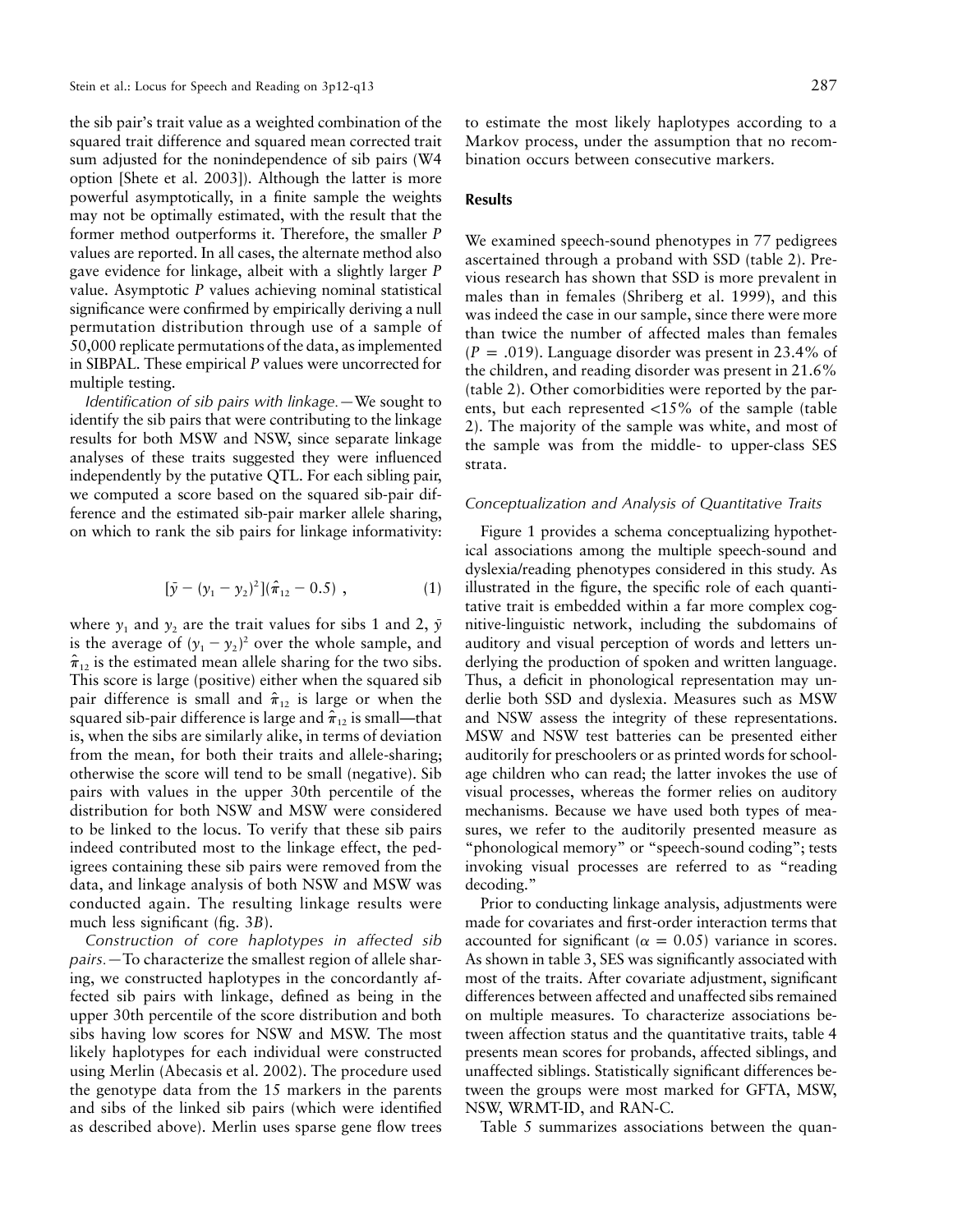the sib pair's trait value as a weighted combination of the squared trait difference and squared mean corrected trait sum adjusted for the nonindependence of sib pairs (W4 option [Shete et al. 2003]). Although the latter is more powerful asymptotically, in a finite sample the weights may not be optimally estimated, with the result that the former method outperforms it. Therefore, the smaller *P* values are reported. In all cases, the alternate method also gave evidence for linkage, albeit with a slightly larger *P* value. Asymptotic *P* values achieving nominal statistical significance were confirmed by empirically deriving a null permutation distribution through use of a sample of 50,000 replicate permutations of the data, as implemented in SIBPAL. These empirical *P* values were uncorrected for multiple testing.

*Identification of sib pairs with linkage.*—We sought to identify the sib pairs that were contributing to the linkage results for both MSW and NSW, since separate linkage analyses of these traits suggested they were influenced independently by the putative QTL. For each sibling pair, we computed a score based on the squared sib-pair difference and the estimated sib-pair marker allele sharing, on which to rank the sib pairs for linkage informativity:

$$[\bar{y} - (y_1 - y_2)^2](\hat{\pi}_{12} - 0.5) \ , \qquad (1)$$

where $y_1$ and $y_2$ are the trait values for sibs 1 and 2, $\bar{y}$ is the average of $(y_1 - y_2)^2$ over the whole sample, and $\hat{\pi}_{12}$ is the estimated mean allele sharing for the two sibs. This score is large (positive) either when the squared sib pair difference is small and $\hat{\pi}_{12}$ is large or when the squared sib-pair difference is large and $\hat{\pi}_{12}$ is small—that is, when the sibs are similarly alike, in terms of deviation from the mean, for both their traits and allele-sharing; otherwise the score will tend to be small (negative). Sib pairs with values in the upper 30th percentile of the distribution for both NSW and MSW were considered to be linked to the locus. To verify that these sib pairs indeed contributed most to the linkage effect, the pedigrees containing these sib pairs were removed from the data, and linkage analysis of both NSW and MSW was conducted again. The resulting linkage results were much less significant (fig. 3*B*).

*Construction of core haplotypes in affected sib pairs.*—To characterize the smallest region of allele sharing, we constructed haplotypes in the concordantly affected sib pairs with linkage, defined as being in the upper 30th percentile of the score distribution and both sibs having low scores for NSW and MSW. The most likely haplotypes for each individual were constructed using Merlin (Abecasis et al. 2002). The procedure used the genotype data from the 15 markers in the parents and sibs of the linked sib pairs (which were identified as described above). Merlin uses sparse gene flow trees to estimate the most likely haplotypes according to a Markov process, under the assumption that no recombination occurs between consecutive markers.

## Results

We examined speech-sound phenotypes in 77 pedigrees ascertained through a proband with SSD (table 2). Previous research has shown that SSD is more prevalent in males than in females (Shriberg et al. 1999), and this was indeed the case in our sample, since there were more than twice the number of affected males than females ($P = .019$). Language disorder was present in 23.4% of the children, and reading disorder was present in 21.6% (table 2). Other comorbidities were reported by the parents, but each represented <15% of the sample (table 2). The majority of the sample was white, and most of the sample was from the middle- to upper-class SES strata.

### *Conceptualization and Analysis of Quantitative Traits*

Figure 1 provides a schema conceptualizing hypothetical associations among the multiple speech-sound and dyslexia/reading phenotypes considered in this study. As illustrated in the figure, the specific role of each quantitative trait is embedded within a far more complex cognitive-linguistic network, including the subdomains of auditory and visual perception of words and letters underlying the production of spoken and written language. Thus, a deficit in phonological representation may underlie both SSD and dyslexia. Measures such as MSW and NSW assess the integrity of these representations. MSW and NSW test batteries can be presented either auditorily for preschoolers or as printed words for school-age children who can read; the latter invokes the use of visual processes, whereas the former relies on auditory mechanisms. Because we have used both types of measures, we refer to the auditorily presented measure as "phonological memory" or "speech-sound coding"; tests invoking visual processes are referred to as "reading decoding."

Prior to conducting linkage analysis, adjustments were made for covariates and first-order interaction terms that accounted for significant ($\alpha = 0.05$) variance in scores. As shown in table 3, SES was significantly associated with most of the traits. After covariate adjustment, significant differences between affected and unaffected sibs remained on multiple measures. To characterize associations between affection status and the quantitative traits, table 4 presents mean scores for probands, affected siblings, and unaffected siblings. Statistically significant differences between the groups were most marked for GFTA, MSW, NSW, WRMT-ID, and RAN-C.

Table 5 summarizes associations between the quan-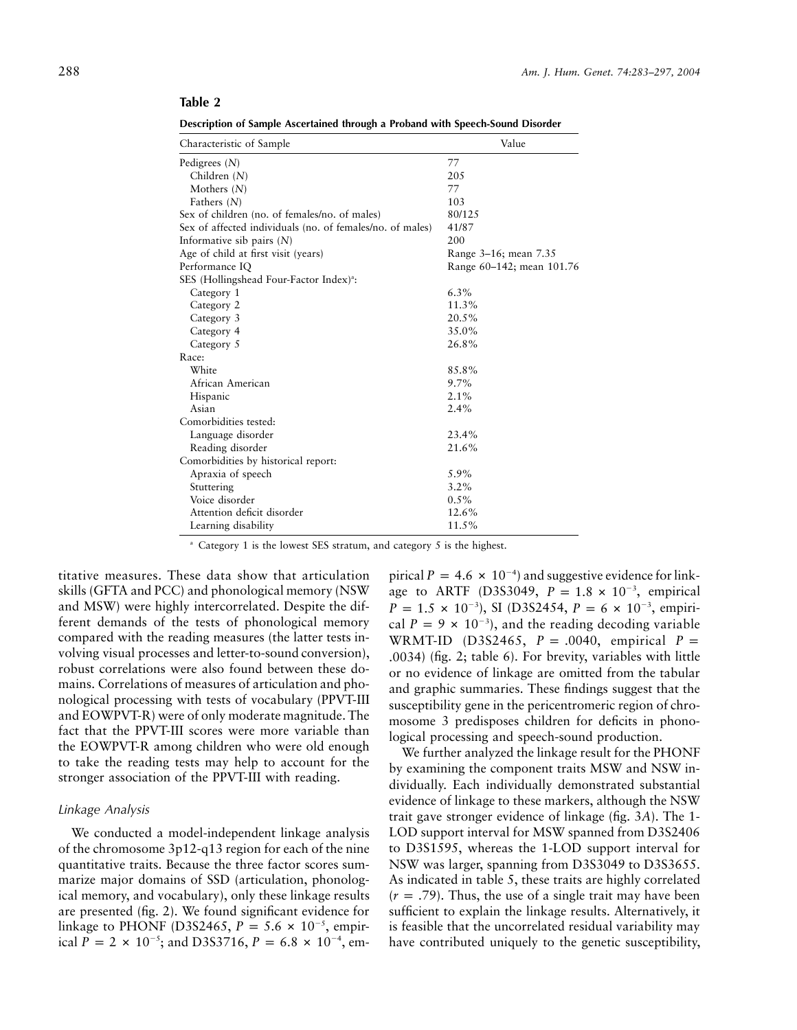**Table 2**

**Description of Sample Ascertained through a Proband with Speech-Sound Disorder**

| Characteristic of Sample | Value |
|---|---|
| Pedigrees (*N*) | 77 |
| Children (*N*) | 205 |
| Mothers (*N*) | 77 |
| Fathers (*N*) | 103 |
| Sex of children (no. of females/no. of males) | 80/125 |
| Sex of affected individuals (no. of females/no. of males) | 41/87 |
| Informative sib pairs (*N*) | 200 |
| Age of child at first visit (years) | Range 3–16; mean 7.35 |
| Performance IQ | Range 60–142; mean 101.76 |
| SES (Hollingshead Four-Factor Index)[a]: | |
| Category 1 | 6.3% |
| Category 2 | 11.3% |
| Category 3 | 20.5% |
| Category 4 | 35.0% |
| Category 5 | 26.8% |
| Race: | |
| White | 85.8% |
| African American | 9.7% |
| Hispanic | 2.1% |
| Asian | 2.4% |
| Comorbidities tested: | |
| Language disorder | 23.4% |
| Reading disorder | 21.6% |
| Comorbidities by historical report: | |
| Apraxia of speech | 5.9% |
| Stuttering | 3.2% |
| Voice disorder | 0.5% |
| Attention deficit disorder | 12.6% |
| Learning disability | 11.5% |

[a] Category 1 is the lowest SES stratum, and category 5 is the highest.

titative measures. These data show that articulation skills (GFTA and PCC) and phonological memory (NSW and MSW) were highly intercorrelated. Despite the different demands of the tests of phonological memory compared with the reading measures (the latter tests involving visual processes and letter-to-sound conversion), robust correlations were also found between these domains. Correlations of measures of articulation and phonological processing with tests of vocabulary (PPVT-III and EOWPVT-R) were of only moderate magnitude. The fact that the PPVT-III scores were more variable than the EOWPVT-R among children who were old enough to take the reading tests may help to account for the stronger association of the PPVT-III with reading.

### *Linkage Analysis*

We conducted a model-independent linkage analysis of the chromosome 3p12-q13 region for each of the nine quantitative traits. Because the three factor scores summarize major domains of SSD (articulation, phonological memory, and vocabulary), only these linkage results are presented (fig. 2). We found significant evidence for linkage to PHONF (D3S2465, $P = 5.6 \times 10^{-5}$, empirical $P = 2 \times 10^{-5}$; and D3S3716, $P = 6.8 \times 10^{-4}$, empirical $P = 4.6 \times 10^{-4}$) and suggestive evidence for linkage to ARTF (D3S3049, $P = 1.8 \times 10^{-3}$, empirical $P = 1.5 \times 10^{-3}$), SI (D3S2454, $P = 6 \times 10^{-3}$, empirical $P = 9 \times 10^{-3}$), and the reading decoding variable WRMT-ID (D3S2465, $P = .0040$, empirical $P = .0034$) (fig. 2; table 6). For brevity, variables with little or no evidence of linkage are omitted from the tabular and graphic summaries. These findings suggest that the susceptibility gene in the pericentromeric region of chromosome 3 predisposes children for deficits in phonological processing and speech-sound production.

We further analyzed the linkage result for the PHONF by examining the component traits MSW and NSW individually. Each individually demonstrated substantial evidence of linkage to these markers, although the NSW trait gave stronger evidence of linkage (fig. 3*A*). The 1-LOD support interval for MSW spanned from D3S2406 to D3S1595, whereas the 1-LOD support interval for NSW was larger, spanning from D3S3049 to D3S3655. As indicated in table 5, these traits are highly correlated ($r = .79$). Thus, the use of a single trait may have been sufficient to explain the linkage results. Alternatively, it is feasible that the uncorrelated residual variability may have contributed uniquely to the genetic susceptibility,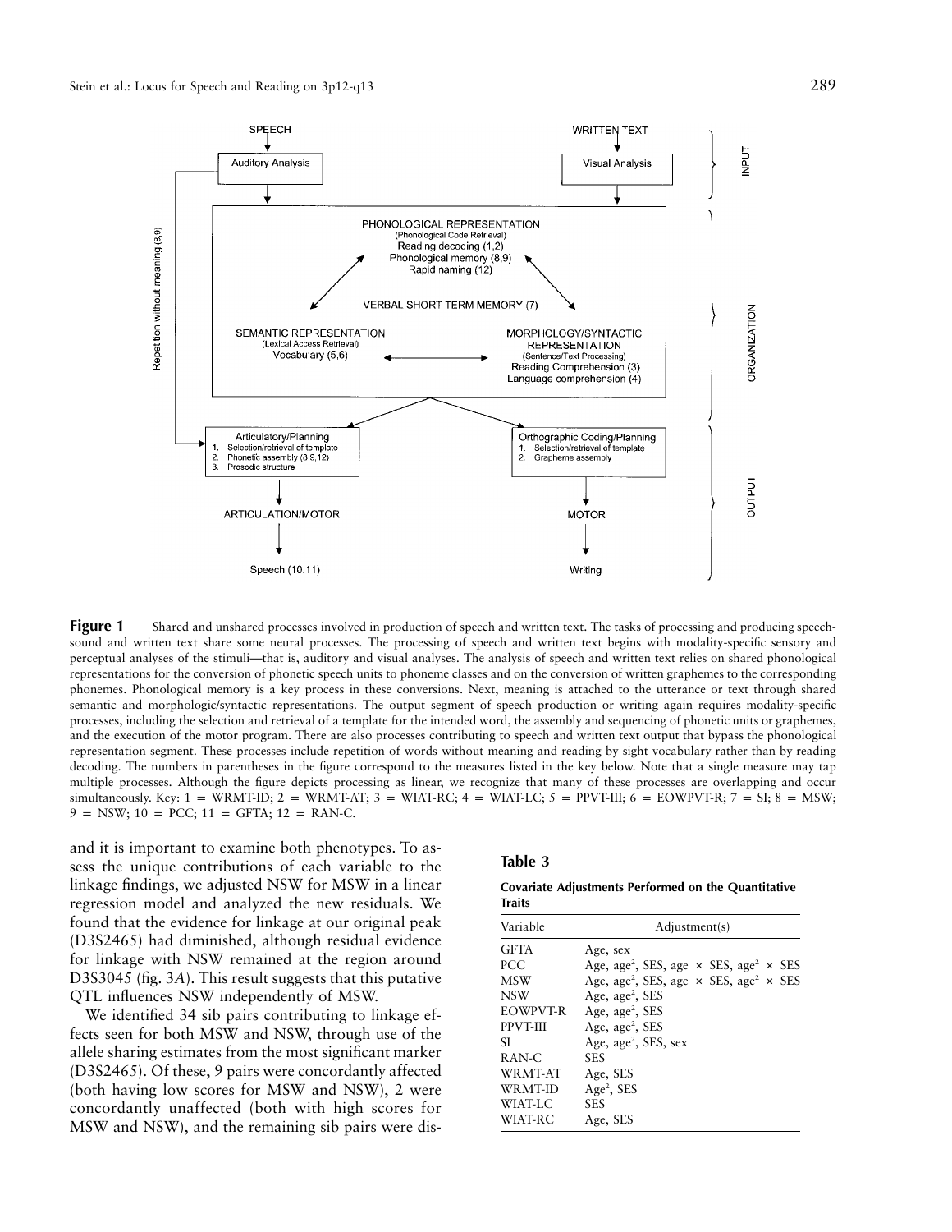SPEECH

WRITTEN TEXT

Auditory Analysis

Visual Analysis

INPUT

PHONOLOGICAL REPRESENTATION
(Phonological Code Retrieval)
Reading decoding (1,2)
Phonological memory (8,9)
Rapid naming (12)

VERBAL SHORT TERM MEMORY (7)

SEMANTIC REPRESENTATION
(Lexical Access Retrieval)
Vocabulary (5,6)

MORPHOLOGY/SYNTACTIC
REPRESENTATION
(Sentence/Text Processing)
Reading Comprehension (3)
Language comprehension (4)

ORGANIZATION

Repetition without meaning (8,9)

Articulatory/Planning
1. Selection/retrieval of template
2. Phonetic assembly (8,9,12)
3. Prosodic structure

Orthographic Coding/Planning
1. Selection/retrieval of template
2. Grapheme assembly

ARTICULATION/MOTOR

MOTOR

Speech (10,11)

Writing

OUTPUT

**Figure 1** Shared and unshared processes involved in production of speech and written text. The tasks of processing and producing speech-sound and written text share some neural processes. The processing of speech and written text begins with modality-specific sensory and perceptual analyses of the stimuli—that is, auditory and visual analyses. The analysis of speech and written text relies on shared phonological representations for the conversion of phonetic speech units to phoneme classes and on the conversion of written graphemes to the corresponding phonemes. Phonological memory is a key process in these conversions. Next, meaning is attached to the utterance or text through shared semantic and morphologic/syntactic representations. The output segment of speech production or writing again requires modality-specific processes, including the selection and retrieval of a template for the intended word, the assembly and sequencing of phonetic units or graphemes, and the execution of the motor program. There are also processes contributing to speech and written text output that bypass the phonological representation segment. These processes include repetition of words without meaning and reading by sight vocabulary rather than by reading decoding. The numbers in parentheses in the figure correspond to the measures listed in the key below. Note that a single measure may tap multiple processes. Although the figure depicts processing as linear, we recognize that many of these processes are overlapping and occur simultaneously. Key: 1 = WRMT-ID; 2 = WRMT-AT; 3 = WIAT-RC; 4 = WIAT-LC; 5 = PPVT-III; 6 = EOWPVT-R; 7 = SI; 8 = MSW; 9 = NSW; 10 = PCC; 11 = GFTA; 12 = RAN-C.

and it is important to examine both phenotypes. To assess the unique contributions of each variable to the linkage findings, we adjusted NSW for MSW in a linear regression model and analyzed the new residuals. We found that the evidence for linkage at our original peak (D3S2465) had diminished, although residual evidence for linkage with NSW remained at the region around D3S3045 (fig. 3*A*). This result suggests that this putative QTL influences NSW independently of MSW.

We identified 34 sib pairs contributing to linkage effects seen for both MSW and NSW, through use of the allele sharing estimates from the most significant marker (D3S2465). Of these, 9 pairs were concordantly affected (both having low scores for MSW and NSW), 2 were concordantly unaffected (both with high scores for MSW and NSW), and the remaining sib pairs were dis-

**Table 3**

**Covariate Adjustments Performed on the Quantitative Traits**

| Variable | Adjustment(s) |
|---|---|
| GFTA | Age, sex |
| PCC | Age, age$^2$, SES, age × SES, age$^2$ × SES |
| MSW | Age, age$^2$, SES, age × SES, age$^2$ × SES |
| NSW | Age, age$^2$, SES |
| EOWPVT-R | Age, age$^2$, SES |
| PPVT-III | Age, age$^2$, SES |
| SI | Age, age$^2$, SES, sex |
| RAN-C | SES |
| WRMT-AT | Age, SES |
| WRMT-ID | Age$^2$, SES |
| WIAT-LC | SES |
| WIAT-RC | Age, SES |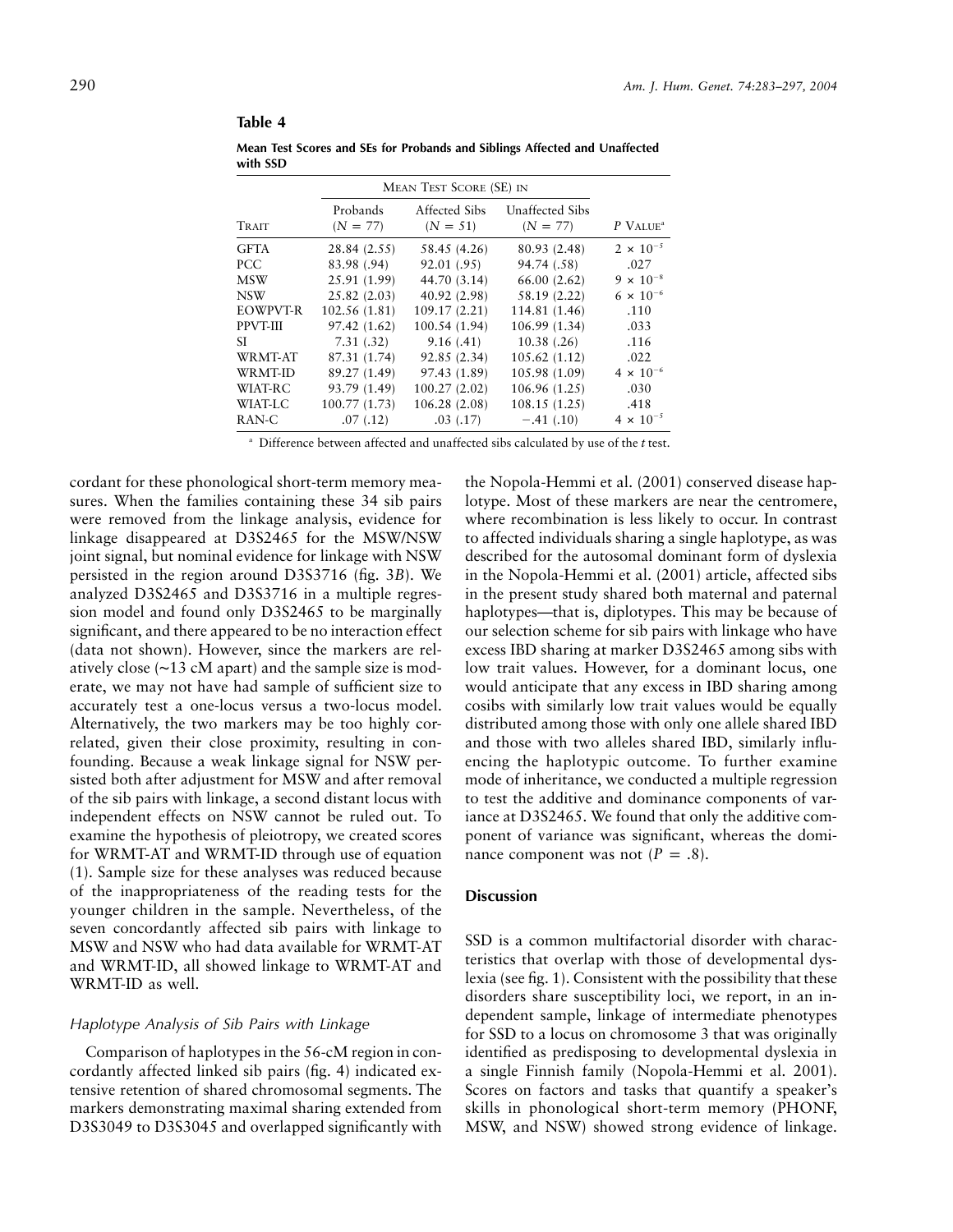**Table 4**

**Mean Test Scores and SEs for Probands and Siblings Affected and Unaffected with SSD**

| Trait | Mean Test Score (SE) in | | | |
|---|---|---|---|---|
| | Probands ($N = 77$) | Affected Sibs ($N = 51$) | Unaffected Sibs ($N = 77$) | $P$ Value[a] |
| GFTA | 28.84 (2.55) | 58.45 (4.26) | 80.93 (2.48) | $2 \times 10^{-5}$ |
| PCC | 83.98 (.94) | 92.01 (.95) | 94.74 (.58) | .027 |
| MSW | 25.91 (1.99) | 44.70 (3.14) | 66.00 (2.62) | $9 \times 10^{-8}$ |
| NSW | 25.82 (2.03) | 40.92 (2.98) | 58.19 (2.22) | $6 \times 10^{-6}$ |
| EOWPVT-R | 102.56 (1.81) | 109.17 (2.21) | 114.81 (1.46) | .110 |
| PPVT-III | 97.42 (1.62) | 100.54 (1.94) | 106.99 (1.34) | .033 |
| SI | 7.31 (.32) | 9.16 (.41) | 10.38 (.26) | .116 |
| WRMT-AT | 87.31 (1.74) | 92.85 (2.34) | 105.62 (1.12) | .022 |
| WRMT-ID | 89.27 (1.49) | 97.43 (1.89) | 105.98 (1.09) | $4 \times 10^{-6}$ |
| WIAT-RC | 93.79 (1.49) | 100.27 (2.02) | 106.96 (1.25) | .030 |
| WIAT-LC | 100.77 (1.73) | 106.28 (2.08) | 108.15 (1.25) | .418 |
| RAN-C | .07 (.12) | .03 (.17) | −.41 (.10) | $4 \times 10^{-5}$ |

[a] Difference between affected and unaffected sibs calculated by use of the *t* test.

cordant for these phonological short-term memory measures. When the families containing these 34 sib pairs were removed from the linkage analysis, evidence for linkage disappeared at D3S2465 for the MSW/NSW joint signal, but nominal evidence for linkage with NSW persisted in the region around D3S3716 (fig. 3*B*). We analyzed D3S2465 and D3S3716 in a multiple regression model and found only D3S2465 to be marginally significant, and there appeared to be no interaction effect (data not shown). However, since the markers are relatively close (~13 cM apart) and the sample size is moderate, we may not have had sample of sufficient size to accurately test a one-locus versus a two-locus model. Alternatively, the two markers may be too highly correlated, given their close proximity, resulting in confounding. Because a weak linkage signal for NSW persisted both after adjustment for MSW and after removal of the sib pairs with linkage, a second distant locus with independent effects on NSW cannot be ruled out. To examine the hypothesis of pleiotropy, we created scores for WRMT-AT and WRMT-ID through use of equation (1). Sample size for these analyses was reduced because of the inappropriateness of the reading tests for the younger children in the sample. Nevertheless, of the seven concordantly affected sib pairs with linkage to MSW and NSW who had data available for WRMT-AT and WRMT-ID, all showed linkage to WRMT-AT and WRMT-ID as well.

### *Haplotype Analysis of Sib Pairs with Linkage*

Comparison of haplotypes in the 56-cM region in concordantly affected linked sib pairs (fig. 4) indicated extensive retention of shared chromosomal segments. The markers demonstrating maximal sharing extended from D3S3049 to D3S3045 and overlapped significantly with the Nopola-Hemmi et al. (2001) conserved disease haplotype. Most of these markers are near the centromere, where recombination is less likely to occur. In contrast to affected individuals sharing a single haplotype, as was described for the autosomal dominant form of dyslexia in the Nopola-Hemmi et al. (2001) article, affected sibs in the present study shared both maternal and paternal haplotypes—that is, diplotypes. This may be because of our selection scheme for sib pairs with linkage who have excess IBD sharing at marker D3S2465 among sibs with low trait values. However, for a dominant locus, one would anticipate that any excess in IBD sharing among cosibs with similarly low trait values would be equally distributed among those with only one allele shared IBD and those with two alleles shared IBD, similarly influencing the haplotypic outcome. To further examine mode of inheritance, we conducted a multiple regression to test the additive and dominance components of variance at D3S2465. We found that only the additive component of variance was significant, whereas the dominance component was not ($P = .8$).

## Discussion

SSD is a common multifactorial disorder with characteristics that overlap with those of developmental dyslexia (see fig. 1). Consistent with the possibility that these disorders share susceptibility loci, we report, in an independent sample, linkage of intermediate phenotypes for SSD to a locus on chromosome 3 that was originally identified as predisposing to developmental dyslexia in a single Finnish family (Nopola-Hemmi et al. 2001). Scores on factors and tasks that quantify a speaker's skills in phonological short-term memory (PHONF, MSW, and NSW) showed strong evidence of linkage.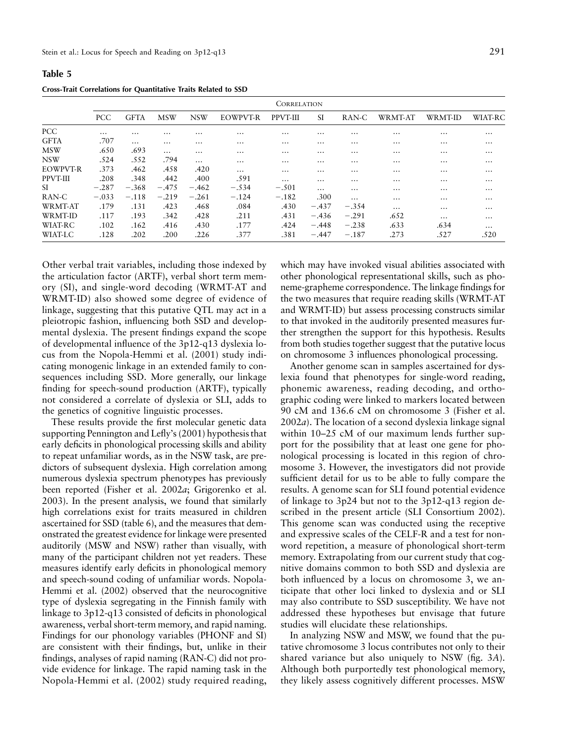**Table 5**

**Cross-Trait Correlations for Quantitative Traits Related to SSD**

| | Correlation | | | | | | | | | | |
|---|---|---|---|---|---|---|---|---|---|---|---|
| | PCC | GFTA | MSW | NSW | EOWPVT-R | PPVT-III | SI | RAN-C | WRMT-AT | WRMT-ID | WIAT-RC |
| PCC | … | … | … | … | … | … | … | … | … | … | … |
| GFTA | .707 | … | … | … | … | … | … | … | … | … | … |
| MSW | .650 | .693 | … | … | … | … | … | … | … | … | … |
| NSW | .524 | .552 | .794 | … | … | … | … | … | … | … | … |
| EOWPVT-R | .373 | .462 | .458 | .420 | … | … | … | … | … | … | … |
| PPVT-III | .208 | .348 | .442 | .400 | .591 | … | … | … | … | … | … |
| SI | −.287 | −.368 | −.475 | −.462 | −.534 | −.501 | … | … | … | … | … |
| RAN-C | −.033 | −.118 | −.219 | −.261 | −.124 | −.182 | .300 | … | … | … | … |
| WRMT-AT | .179 | .131 | .423 | .468 | .084 | .430 | −.437 | −.354 | … | … | … |
| WRMT-ID | .117 | .193 | .342 | .428 | .211 | .431 | −.436 | −.291 | .652 | … | … |
| WIAT-RC | .102 | .162 | .416 | .430 | .177 | .424 | −.448 | −.238 | .633 | .634 | … |
| WIAT-LC | .128 | .202 | .200 | .226 | .377 | .381 | −.447 | −.187 | .273 | .527 | .520 |

Other verbal trait variables, including those indexed by the articulation factor (ARTF), verbal short term memory (SI), and single-word decoding (WRMT-AT and WRMT-ID) also showed some degree of evidence of linkage, suggesting that this putative QTL may act in a pleiotropic fashion, influencing both SSD and developmental dyslexia. The present findings expand the scope of developmental influence of the 3p12-q13 dyslexia locus from the Nopola-Hemmi et al. (2001) study indicating monogenic linkage in an extended family to consequences including SSD. More generally, our linkage finding for speech-sound production (ARTF), typically not considered a correlate of dyslexia or SLI, adds to the genetics of cognitive linguistic processes.

These results provide the first molecular genetic data supporting Pennington and Lefly's (2001) hypothesis that early deficits in phonological processing skills and ability to repeat unfamiliar words, as in the NSW task, are predictors of subsequent dyslexia. High correlation among numerous dyslexia spectrum phenotypes has previously been reported (Fisher et al. 2002*a*; Grigorenko et al. 2003). In the present analysis, we found that similarly high correlations exist for traits measured in children ascertained for SSD (table 6), and the measures that demonstrated the greatest evidence for linkage were presented auditorily (MSW and NSW) rather than visually, with many of the participant children not yet readers. These measures identify early deficits in phonological memory and speech-sound coding of unfamiliar words. Nopola-Hemmi et al. (2002) observed that the neurocognitive type of dyslexia segregating in the Finnish family with linkage to 3p12-q13 consisted of deficits in phonological awareness, verbal short-term memory, and rapid naming. Findings for our phonology variables (PHONF and SI) are consistent with their findings, but, unlike in their findings, analyses of rapid naming (RAN-C) did not provide evidence for linkage. The rapid naming task in the Nopola-Hemmi et al. (2002) study required reading, which may have invoked visual abilities associated with other phonological representational skills, such as phoneme-grapheme correspondence. The linkage findings for the two measures that require reading skills (WRMT-AT and WRMT-ID) but assess processing constructs similar to that invoked in the auditorily presented measures further strengthen the support for this hypothesis. Results from both studies together suggest that the putative locus on chromosome 3 influences phonological processing.

Another genome scan in samples ascertained for dyslexia found that phenotypes for single-word reading, phonemic awareness, reading decoding, and orthographic coding were linked to markers located between 90 cM and 136.6 cM on chromosome 3 (Fisher et al. 2002*a*). The location of a second dyslexia linkage signal within 10–25 cM of our maximum lends further support for the possibility that at least one gene for phonological processing is located in this region of chromosome 3. However, the investigators did not provide sufficient detail for us to be able to fully compare the results. A genome scan for SLI found potential evidence of linkage to 3p24 but not to the 3p12-q13 region described in the present article (SLI Consortium 2002). This genome scan was conducted using the receptive and expressive scales of the CELF-R and a test for nonword repetition, a measure of phonological short-term memory. Extrapolating from our current study that cognitive domains common to both SSD and dyslexia are both influenced by a locus on chromosome 3, we anticipate that other loci linked to dyslexia and or SLI may also contribute to SSD susceptibility. We have not addressed these hypotheses but envisage that future studies will elucidate these relationships.

In analyzing NSW and MSW, we found that the putative chromosome 3 locus contributes not only to their shared variance but also uniquely to NSW (fig. 3*A*). Although both purportedly test phonological memory, they likely assess cognitively different processes. MSW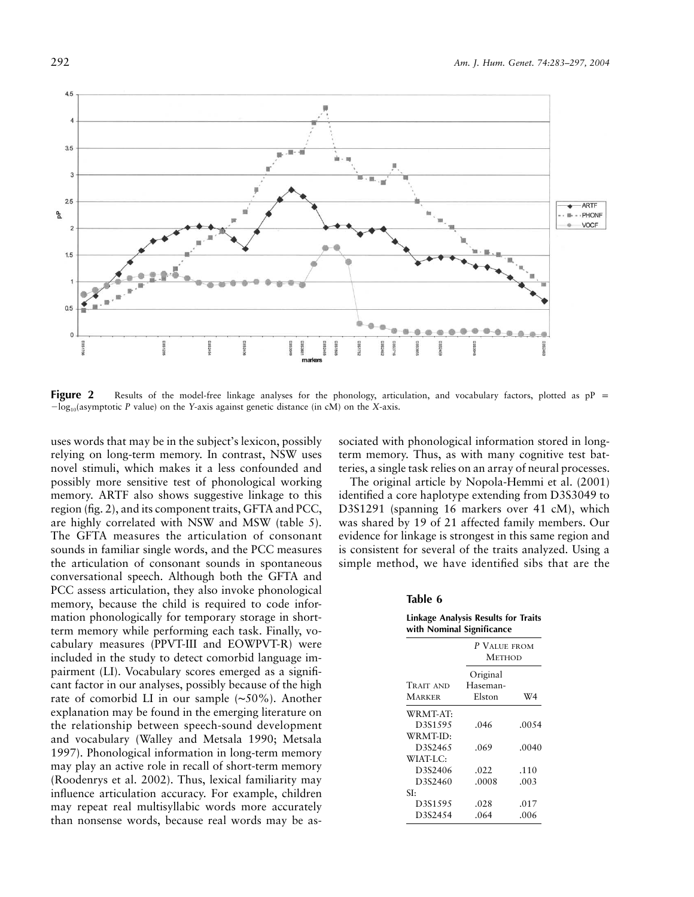4.5
4
3.5
3
2.5
2
1.5
1
0.5
0

pP

D3S1766
D3S1285
D3S2454
D3S2406
D3S3049
D3S2465
D3S1595
D3S1752
D3S2462
D3S2455
D3S3655
D3S2459
D3S3045
D3S2469

markers

ARTF
PHONF
VOCF

**Figure 2** Results of the model-free linkage analyses for the phonology, articulation, and vocabulary factors, plotted as pP = $-\log_{10}$(asymptotic *P* value) on the *Y*-axis against genetic distance (in cM) on the *X*-axis.

uses words that may be in the subject's lexicon, possibly relying on long-term memory. In contrast, NSW uses novel stimuli, which makes it a less confounded and possibly more sensitive test of phonological working memory. ARTF also shows suggestive linkage to this region (fig. 2), and its component traits, GFTA and PCC, are highly correlated with NSW and MSW (table 5). The GFTA measures the articulation of consonant sounds in familiar single words, and the PCC measures the articulation of consonant sounds in spontaneous conversational speech. Although both the GFTA and PCC assess articulation, they also invoke phonological memory, because the child is required to code information phonologically for temporary storage in short-term memory while performing each task. Finally, vocabulary measures (PPVT-III and EOWPVT-R) were included in the study to detect comorbid language impairment (LI). Vocabulary scores emerged as a significant factor in our analyses, possibly because of the high rate of comorbid LI in our sample (~50%). Another explanation may be found in the emerging literature on the relationship between speech-sound development and vocabulary (Walley and Metsala 1990; Metsala 1997). Phonological information in long-term memory may play an active role in recall of short-term memory (Roodenrys et al. 2002). Thus, lexical familiarity may influence articulation accuracy. For example, children may repeat real multisyllabic words more accurately than nonsense words, because real words may be associated with phonological information stored in long-term memory. Thus, as with many cognitive test batteries, a single task relies on an array of neural processes.

The original article by Nopola-Hemmi et al. (2001) identified a core haplotype extending from D3S3049 to D3S1291 (spanning 16 markers over 41 cM), which was shared by 19 of 21 affected family members. Our evidence for linkage is strongest in this same region and is consistent for several of the traits analyzed. Using a simple method, we have identified sibs that are the

**Table 6**

**Linkage Analysis Results for Traits with Nominal Significance**

| Trait and Marker | *P* Value from Method: Original Haseman-Elston | W4 |
|---|---|---|
| WRMT-AT: | | |
| D3S1595 | .046 | .0054 |
| WRMT-ID: | | |
| D3S2465 | .069 | .0040 |
| WIAT-LC: | | |
| D3S2406 | .022 | .110 |
| D3S2460 | .0008 | .003 |
| SI: | | |
| D3S1595 | .028 | .017 |
| D3S2454 | .064 | .006 |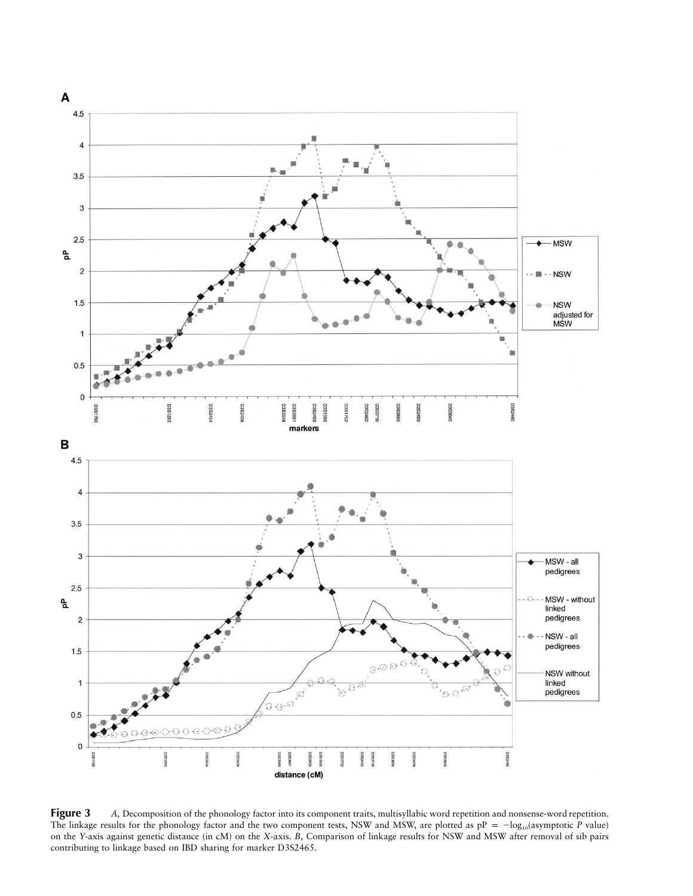**A**

4.5
4
3.5
3
2.5
2
1.5
1
0.5
0

pP

MSW
NSW
NSW adjusted for MSW

D3S1768
D3S1285
D3S2454
D3S2406
D3S3049
D3S3681
D3S2465
D3S1595
D3S1752
D3S2462
D3S3716
D3S3655
D3S2469
D3S3045
D3S2460

markers

**B**

4.5
4
3.5
3
2.5
2
1.5
1
0.5
0

pP

MSW - all pedigrees
MSW - without linked pedigrees
NSW - all pedigrees
NSW without linked pedigrees

D3S1768
D3S1285
D3S2454
D3S2406
D3S3049
D3S3681
D3S2465
D3S1595
D3S1752
D3S2462
D3S3716
D3S3655
D3S2469
D3S3045
D3S2460

distance (cM)

**Figure 3** *A,* Decomposition of the phonology factor into its component traits, multisyllabic word repetition and nonsense-word repetition. The linkage results for the phonology factor and the two component tests, NSW and MSW, are plotted as pP = $-\log_{10}$(asymptotic *P* value) on the *Y*-axis against genetic distance (in cM) on the *X*-axis. *B,* Comparison of linkage results for NSW and MSW after removal of sib pairs contributing to linkage based on IBD sharing for marker D3S2465.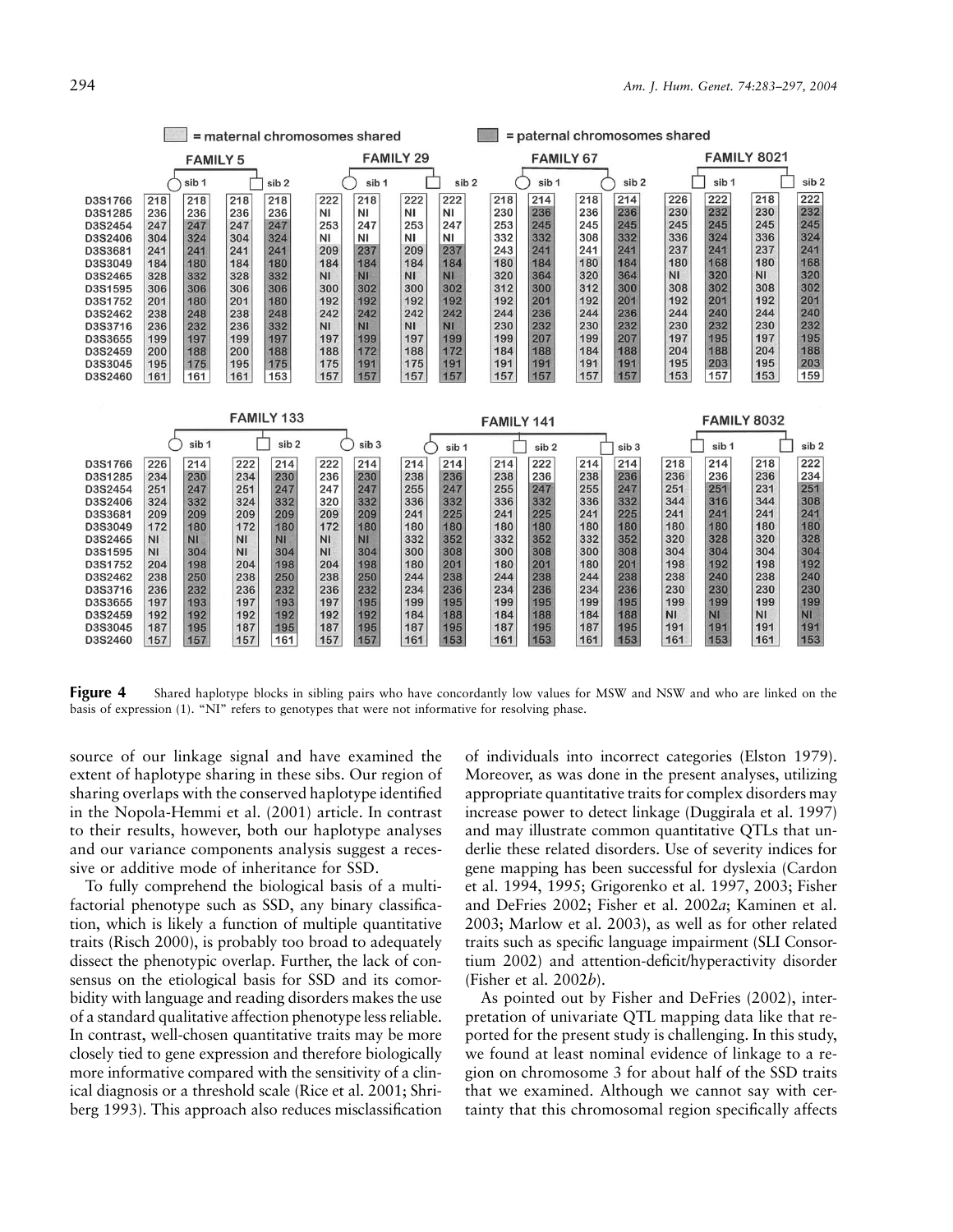= maternal chromosomes shared    = paternal chromosomes shared

**FAMILY 5**

| Marker | sib 1 | | sib 2 | |
|---|---|---|---|---|
| D3S1766 | 218 | 218 | 218 | 218 |
| D3S1285 | 236 | 236 | 236 | 236 |
| D3S2454 | 247 | 247 | 247 | 247 |
| D3S2406 | 304 | 324 | 304 | 324 |
| D3S3681 | 241 | 241 | 241 | 241 |
| D3S3049 | 184 | 180 | 184 | 180 |
| D3S2465 | 328 | 332 | 328 | 332 |
| D3S1595 | 306 | 306 | 306 | 306 |
| D3S1752 | 201 | 180 | 201 | 180 |
| D3S2462 | 238 | 248 | 238 | 248 |
| D3S3716 | 236 | 232 | 236 | 332 |
| D3S3655 | 199 | 197 | 199 | 197 |
| D3S2459 | 200 | 188 | 200 | 188 |
| D3S3045 | 195 | 175 | 195 | 175 |
| D3S2460 | 161 | 161 | 161 | 153 |

**FAMILY 29**

| Marker | sib 1 | | sib 2 | |
|---|---|---|---|---|
| D3S1766 | 222 | 218 | 222 | 222 |
| D3S1285 | NI | NI | NI | NI |
| D3S2454 | 253 | 247 | 253 | 247 |
| D3S2406 | NI | NI | NI | NI |
| D3S3681 | 209 | 237 | 209 | 237 |
| D3S3049 | 184 | 184 | 184 | 184 |
| D3S2465 | NI | NI | NI | NI |
| D3S1595 | 300 | 302 | 300 | 302 |
| D3S1752 | 192 | 192 | 192 | 192 |
| D3S2462 | 242 | 242 | 242 | 242 |
| D3S3716 | NI | NI | NI | NI |
| D3S3655 | 197 | 199 | 197 | 199 |
| D3S2459 | 188 | 172 | 188 | 172 |
| D3S3045 | 175 | 191 | 175 | 191 |
| D3S2460 | 157 | 157 | 157 | 157 |

**FAMILY 67**

| Marker | sib 1 | | sib 2 | |
|---|---|---|---|---|
| D3S1766 | 218 | 214 | 218 | 214 |
| D3S1285 | 230 | 236 | 236 | 236 |
| D3S2454 | 253 | 245 | 245 | 245 |
| D3S2406 | 332 | 332 | 308 | 332 |
| D3S3681 | 243 | 241 | 241 | 241 |
| D3S3049 | 180 | 184 | 180 | 184 |
| D3S2465 | 320 | 364 | 320 | 364 |
| D3S1595 | 312 | 300 | 312 | 300 |
| D3S1752 | 192 | 201 | 192 | 201 |
| D3S2462 | 244 | 236 | 244 | 236 |
| D3S3716 | 230 | 232 | 230 | 232 |
| D3S3655 | 199 | 207 | 199 | 207 |
| D3S2459 | 184 | 188 | 184 | 188 |
| D3S3045 | 191 | 191 | 191 | 191 |
| D3S2460 | 157 | 157 | 157 | 157 |

**FAMILY 8021**

| Marker | sib 1 | | sib 2 | |
|---|---|---|---|---|
| D3S1766 | 226 | 222 | 218 | 222 |
| D3S1285 | 230 | 232 | 230 | 232 |
| D3S2454 | 245 | 245 | 245 | 245 |
| D3S2406 | 336 | 324 | 336 | 324 |
| D3S3681 | 237 | 241 | 237 | 241 |
| D3S3049 | 180 | 168 | 180 | 168 |
| D3S2465 | NI | 320 | NI | 320 |
| D3S1595 | 308 | 302 | 308 | 302 |
| D3S1752 | 192 | 201 | 192 | 201 |
| D3S2462 | 244 | 240 | 244 | 240 |
| D3S3716 | 230 | 232 | 230 | 232 |
| D3S3655 | 197 | 195 | 197 | 195 |
| D3S2459 | 204 | 188 | 204 | 188 |
| D3S3045 | 195 | 203 | 195 | 203 |
| D3S2460 | 153 | 157 | 153 | 159 |

**FAMILY 133**

| Marker | sib 1 | | sib 2 | | sib 3 | |
|---|---|---|---|---|---|---|
| D3S1766 | 226 | 214 | 222 | 214 | 222 | 214 |
| D3S1285 | 234 | 230 | 234 | 230 | 236 | 230 |
| D3S2454 | 251 | 247 | 251 | 247 | 247 | 247 |
| D3S2406 | 324 | 332 | 324 | 332 | 320 | 332 |
| D3S3681 | 209 | 209 | 209 | 209 | 209 | 209 |
| D3S3049 | 172 | 180 | 172 | 180 | 172 | 180 |
| D3S2465 | NI | NI | NI | NI | NI | NI |
| D3S1595 | NI | 304 | NI | 304 | NI | 304 |
| D3S1752 | 204 | 198 | 204 | 198 | 204 | 198 |
| D3S2462 | 238 | 250 | 238 | 250 | 238 | 250 |
| D3S3716 | 236 | 232 | 236 | 232 | 236 | 232 |
| D3S3655 | 197 | 193 | 197 | 193 | 197 | 195 |
| D3S2459 | 192 | 192 | 192 | 192 | 192 | 192 |
| D3S3045 | 187 | 195 | 187 | 195 | 187 | 195 |
| D3S2460 | 157 | 157 | 157 | 161 | 157 | 157 |

**FAMILY 141**

| Marker | sib 1 | | sib 2 | | sib 3 | |
|---|---|---|---|---|---|---|
| D3S1766 | 214 | 214 | 214 | 222 | 214 | 214 |
| D3S1285 | 238 | 236 | 238 | 236 | 238 | 236 |
| D3S2454 | 255 | 247 | 255 | 247 | 255 | 247 |
| D3S2406 | 336 | 332 | 336 | 332 | 336 | 332 |
| D3S3681 | 241 | 225 | 241 | 225 | 241 | 225 |
| D3S3049 | 180 | 180 | 180 | 180 | 180 | 180 |
| D3S2465 | 332 | 352 | 332 | 352 | 332 | 352 |
| D3S1595 | 300 | 308 | 300 | 308 | 300 | 308 |
| D3S1752 | 180 | 201 | 180 | 201 | 180 | 201 |
| D3S2462 | 244 | 238 | 244 | 238 | 244 | 238 |
| D3S3716 | 234 | 236 | 234 | 236 | 234 | 236 |
| D3S3655 | 199 | 195 | 199 | 195 | 199 | 195 |
| D3S2459 | 184 | 188 | 184 | 188 | 184 | 188 |
| D3S3045 | 187 | 195 | 187 | 195 | 187 | 195 |
| D3S2460 | 161 | 153 | 161 | 153 | 161 | 153 |

**FAMILY 8032**

| Marker | sib 1 | | sib 2 | |
|---|---|---|---|---|
| D3S1766 | 218 | 214 | 218 | 222 |
| D3S1285 | 236 | 236 | 236 | 234 |
| D3S2454 | 251 | 251 | 231 | 251 |
| D3S2406 | 344 | 316 | 344 | 308 |
| D3S3681 | 241 | 241 | 241 | 241 |
| D3S3049 | 180 | 180 | 180 | 180 |
| D3S2465 | 320 | 328 | 320 | 328 |
| D3S1595 | 304 | 304 | 304 | 304 |
| D3S1752 | 198 | 192 | 198 | 192 |
| D3S2462 | 238 | 240 | 238 | 240 |
| D3S3716 | 230 | 230 | 230 | 230 |
| D3S3655 | 199 | 199 | 199 | 199 |
| D3S2459 | NI | NI | NI | NI |
| D3S3045 | 191 | 191 | 191 | 191 |
| D3S2460 | 161 | 153 | 161 | 153 |

**Figure 4** Shared haplotype blocks in sibling pairs who have concordantly low values for MSW and NSW and who are linked on the basis of expression (1). "NI" refers to genotypes that were not informative for resolving phase.

source of our linkage signal and have examined the extent of haplotype sharing in these sibs. Our region of sharing overlaps with the conserved haplotype identified in the Nopola-Hemmi et al. (2001) article. In contrast to their results, however, both our haplotype analyses and our variance components analysis suggest a recessive or additive mode of inheritance for SSD.

To fully comprehend the biological basis of a multifactorial phenotype such as SSD, any binary classification, which is likely a function of multiple quantitative traits (Risch 2000), is probably too broad to adequately dissect the phenotypic overlap. Further, the lack of consensus on the etiological basis for SSD and its comorbidity with language and reading disorders makes the use of a standard qualitative affection phenotype less reliable. In contrast, well-chosen quantitative traits may be more closely tied to gene expression and therefore biologically more informative compared with the sensitivity of a clinical diagnosis or a threshold scale (Rice et al. 2001; Shriberg 1993). This approach also reduces misclassification of individuals into incorrect categories (Elston 1979). Moreover, as was done in the present analyses, utilizing appropriate quantitative traits for complex disorders may increase power to detect linkage (Duggirala et al. 1997) and may illustrate common quantitative QTLs that underlie these related disorders. Use of severity indices for gene mapping has been successful for dyslexia (Cardon et al. 1994, 1995; Grigorenko et al. 1997, 2003; Fisher and DeFries 2002; Fisher et al. 2002*a*; Kaminen et al. 2003; Marlow et al. 2003), as well as for other related traits such as specific language impairment (SLI Consortium 2002) and attention-deficit/hyperactivity disorder (Fisher et al. 2002*b*).

As pointed out by Fisher and DeFries (2002), interpretation of univariate QTL mapping data like that reported for the present study is challenging. In this study, we found at least nominal evidence of linkage to a region on chromosome 3 for about half of the SSD traits that we examined. Although we cannot say with certainty that this chromosomal region specifically affects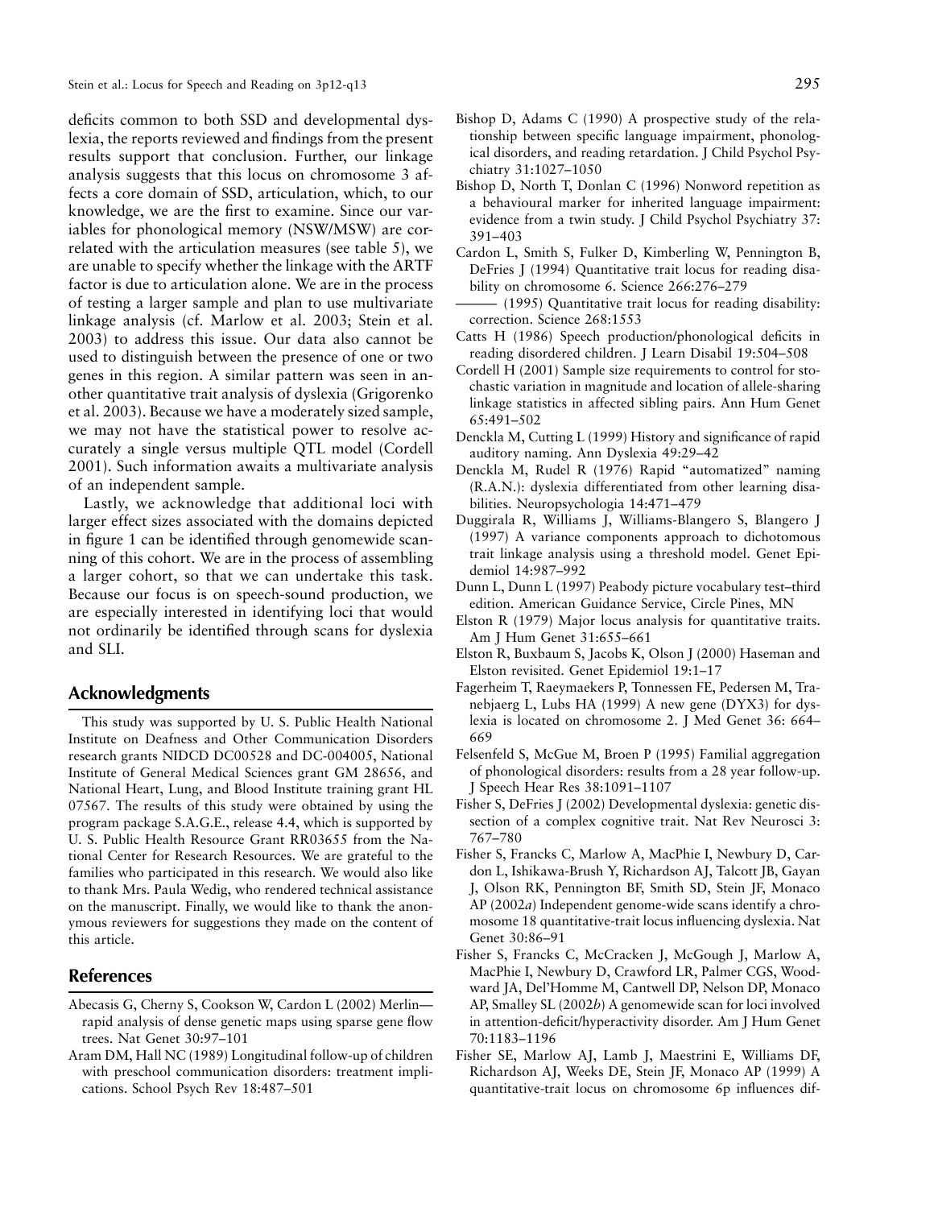deficits common to both SSD and developmental dyslexia, the reports reviewed and findings from the present results support that conclusion. Further, our linkage analysis suggests that this locus on chromosome 3 affects a core domain of SSD, articulation, which, to our knowledge, we are the first to examine. Since our variables for phonological memory (NSW/MSW) are correlated with the articulation measures (see table 5), we are unable to specify whether the linkage with the ARTF factor is due to articulation alone. We are in the process of testing a larger sample and plan to use multivariate linkage analysis (cf. Marlow et al. 2003; Stein et al. 2003) to address this issue. Our data also cannot be used to distinguish between the presence of one or two genes in this region. A similar pattern was seen in another quantitative trait analysis of dyslexia (Grigorenko et al. 2003). Because we have a moderately sized sample, we may not have the statistical power to resolve accurately a single versus multiple QTL model (Cordell 2001). Such information awaits a multivariate analysis of an independent sample.

Lastly, we acknowledge that additional loci with larger effect sizes associated with the domains depicted in figure 1 can be identified through genomewide scanning of this cohort. We are in the process of assembling a larger cohort, so that we can undertake this task. Because our focus is on speech-sound production, we are especially interested in identifying loci that would not ordinarily be identified through scans for dyslexia and SLI.

## Acknowledgments

This study was supported by U. S. Public Health National Institute on Deafness and Other Communication Disorders research grants NIDCD DC00528 and DC-004005, National Institute of General Medical Sciences grant GM 28656, and National Heart, Lung, and Blood Institute training grant HL 07567. The results of this study were obtained by using the program package S.A.G.E., release 4.4, which is supported by U. S. Public Health Resource Grant RR03655 from the National Center for Research Resources. We are grateful to the families who participated in this research. We would also like to thank Mrs. Paula Wedig, who rendered technical assistance on the manuscript. Finally, we would like to thank the anonymous reviewers for suggestions they made on the content of this article.

## References

Abecasis G, Cherny S, Cookson W, Cardon L (2002) Merlin—rapid analysis of dense genetic maps using sparse gene flow trees. Nat Genet 30:97–101

Aram DM, Hall NC (1989) Longitudinal follow-up of children with preschool communication disorders: treatment implications. School Psych Rev 18:487–501

Bishop D, Adams C (1990) A prospective study of the relationship between specific language impairment, phonological disorders, and reading retardation. J Child Psychol Psychiatry 31:1027–1050

Bishop D, North T, Donlan C (1996) Nonword repetition as a behavioural marker for inherited language impairment: evidence from a twin study. J Child Psychol Psychiatry 37: 391–403

Cardon L, Smith S, Fulker D, Kimberling W, Pennington B, DeFries J (1994) Quantitative trait locus for reading disability on chromosome 6. Science 266:276–279

——— (1995) Quantitative trait locus for reading disability: correction. Science 268:1553

Catts H (1986) Speech production/phonological deficits in reading disordered children. J Learn Disabil 19:504–508

Cordell H (2001) Sample size requirements to control for stochastic variation in magnitude and location of allele-sharing linkage statistics in affected sibling pairs. Ann Hum Genet 65:491–502

Denckla M, Cutting L (1999) History and significance of rapid auditory naming. Ann Dyslexia 49:29–42

Denckla M, Rudel R (1976) Rapid "automatized" naming (R.A.N.): dyslexia differentiated from other learning disabilities. Neuropsychologia 14:471–479

Duggirala R, Williams J, Williams-Blangero S, Blangero J (1997) A variance components approach to dichotomous trait linkage analysis using a threshold model. Genet Epidemiol 14:987–992

Dunn L, Dunn L (1997) Peabody picture vocabulary test–third edition. American Guidance Service, Circle Pines, MN

Elston R (1979) Major locus analysis for quantitative traits. Am J Hum Genet 31:655–661

Elston R, Buxbaum S, Jacobs K, Olson J (2000) Haseman and Elston revisited. Genet Epidemiol 19:1–17

Fagerheim T, Raeymaekers P, Tonnessen FE, Pedersen M, Tranebjaerg L, Lubs HA (1999) A new gene (DYX3) for dyslexia is located on chromosome 2. J Med Genet 36: 664–669

Felsenfeld S, McGue M, Broen P (1995) Familial aggregation of phonological disorders: results from a 28 year follow-up. J Speech Hear Res 38:1091–1107

Fisher S, DeFries J (2002) Developmental dyslexia: genetic dissection of a complex cognitive trait. Nat Rev Neurosci 3: 767–780

Fisher S, Francks C, Marlow A, MacPhie I, Newbury D, Cardon L, Ishikawa-Brush Y, Richardson AJ, Talcott JB, Gayan J, Olson RK, Pennington BF, Smith SD, Stein JF, Monaco AP (2002*a*) Independent genome-wide scans identify a chromosome 18 quantitative-trait locus influencing dyslexia. Nat Genet 30:86–91

Fisher S, Francks C, McCracken J, McGough J, Marlow A, MacPhie I, Newbury D, Crawford LR, Palmer CGS, Woodward JA, Del'Homme M, Cantwell DP, Nelson DP, Monaco AP, Smalley SL (2002*b*) A genomewide scan for loci involved in attention-deficit/hyperactivity disorder. Am J Hum Genet 70:1183–1196

Fisher SE, Marlow AJ, Lamb J, Maestrini E, Williams DF, Richardson AJ, Weeks DE, Stein JF, Monaco AP (1999) A quantitative-trait locus on chromosome 6p influences dif-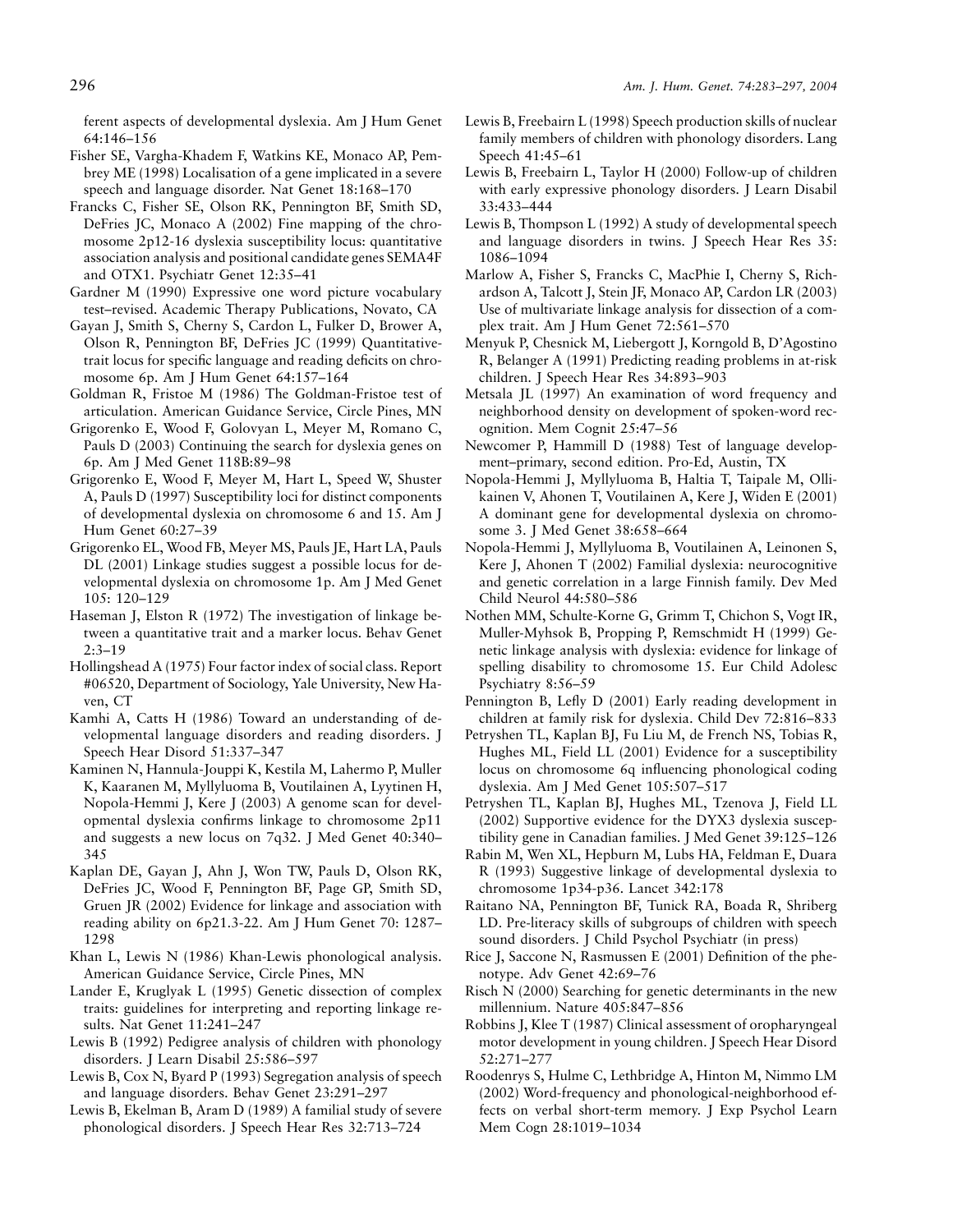ferent aspects of developmental dyslexia. Am J Hum Genet 64:146–156

Fisher SE, Vargha-Khadem F, Watkins KE, Monaco AP, Pembrey ME (1998) Localisation of a gene implicated in a severe speech and language disorder. Nat Genet 18:168–170

Francks C, Fisher SE, Olson RK, Pennington BF, Smith SD, DeFries JC, Monaco A (2002) Fine mapping of the chromosome 2p12-16 dyslexia susceptibility locus: quantitative association analysis and positional candidate genes SEMA4F and OTX1. Psychiatr Genet 12:35–41

Gardner M (1990) Expressive one word picture vocabulary test–revised. Academic Therapy Publications, Novato, CA

Gayan J, Smith S, Cherny S, Cardon L, Fulker D, Brower A, Olson R, Pennington BF, DeFries JC (1999) Quantitative-trait locus for specific language and reading deficits on chromosome 6p. Am J Hum Genet 64:157–164

Goldman R, Fristoe M (1986) The Goldman-Fristoe test of articulation. American Guidance Service, Circle Pines, MN

Grigorenko E, Wood F, Golovyan L, Meyer M, Romano C, Pauls D (2003) Continuing the search for dyslexia genes on 6p. Am J Med Genet 118B:89–98

Grigorenko E, Wood F, Meyer M, Hart L, Speed W, Shuster A, Pauls D (1997) Susceptibility loci for distinct components of developmental dyslexia on chromosome 6 and 15. Am J Hum Genet 60:27–39

Grigorenko EL, Wood FB, Meyer MS, Pauls JE, Hart LA, Pauls DL (2001) Linkage studies suggest a possible locus for developmental dyslexia on chromosome 1p. Am J Med Genet 105: 120–129

Haseman J, Elston R (1972) The investigation of linkage between a quantitative trait and a marker locus. Behav Genet 2:3–19

Hollingshead A (1975) Four factor index of social class. Report #06520, Department of Sociology, Yale University, New Haven, CT

Kamhi A, Catts H (1986) Toward an understanding of developmental language disorders and reading disorders. J Speech Hear Disord 51:337–347

Kaminen N, Hannula-Jouppi K, Kestila M, Lahermo P, Muller K, Kaaranen M, Myllyluoma B, Voutilainen A, Lyytinen H, Nopola-Hemmi J, Kere J (2003) A genome scan for developmental dyslexia confirms linkage to chromosome 2p11 and suggests a new locus on 7q32. J Med Genet 40:340–345

Kaplan DE, Gayan J, Ahn J, Won TW, Pauls D, Olson RK, DeFries JC, Wood F, Pennington BF, Page GP, Smith SD, Gruen JR (2002) Evidence for linkage and association with reading ability on 6p21.3-22. Am J Hum Genet 70: 1287–1298

Khan L, Lewis N (1986) Khan-Lewis phonological analysis. American Guidance Service, Circle Pines, MN

Lander E, Kruglyak L (1995) Genetic dissection of complex traits: guidelines for interpreting and reporting linkage results. Nat Genet 11:241–247

Lewis B (1992) Pedigree analysis of children with phonology disorders. J Learn Disabil 25:586–597

Lewis B, Cox N, Byard P (1993) Segregation analysis of speech and language disorders. Behav Genet 23:291–297

Lewis B, Ekelman B, Aram D (1989) A familial study of severe phonological disorders. J Speech Hear Res 32:713–724

Lewis B, Freebairn L (1998) Speech production skills of nuclear family members of children with phonology disorders. Lang Speech 41:45–61

Lewis B, Freebairn L, Taylor H (2000) Follow-up of children with early expressive phonology disorders. J Learn Disabil 33:433–444

Lewis B, Thompson L (1992) A study of developmental speech and language disorders in twins. J Speech Hear Res 35: 1086–1094

Marlow A, Fisher S, Francks C, MacPhie I, Cherny S, Richardson A, Talcott J, Stein JF, Monaco AP, Cardon LR (2003) Use of multivariate linkage analysis for dissection of a complex trait. Am J Hum Genet 72:561–570

Menyuk P, Chesnick M, Liebergott J, Korngold B, D'Agostino R, Belanger A (1991) Predicting reading problems in at-risk children. J Speech Hear Res 34:893–903

Metsala JL (1997) An examination of word frequency and neighborhood density on development of spoken-word recognition. Mem Cognit 25:47–56

Newcomer P, Hammill D (1988) Test of language development–primary, second edition. Pro-Ed, Austin, TX

Nopola-Hemmi J, Myllyluoma B, Haltia T, Taipale M, Ollikainen V, Ahonen T, Voutilainen A, Kere J, Widen E (2001) A dominant gene for developmental dyslexia on chromosome 3. J Med Genet 38:658–664

Nopola-Hemmi J, Myllyluoma B, Voutilainen A, Leinonen S, Kere J, Ahonen T (2002) Familial dyslexia: neurocognitive and genetic correlation in a large Finnish family. Dev Med Child Neurol 44:580–586

Nothen MM, Schulte-Korne G, Grimm T, Chichon S, Vogt IR, Muller-Myhsok B, Propping P, Remschmidt H (1999) Genetic linkage analysis with dyslexia: evidence for linkage of spelling disability to chromosome 15. Eur Child Adolesc Psychiatry 8:56–59

Pennington B, Lefly D (2001) Early reading development in children at family risk for dyslexia. Child Dev 72:816–833

Petryshen TL, Kaplan BJ, Fu Liu M, de French NS, Tobias R, Hughes ML, Field LL (2001) Evidence for a susceptibility locus on chromosome 6q influencing phonological coding dyslexia. Am J Med Genet 105:507–517

Petryshen TL, Kaplan BJ, Hughes ML, Tzenova J, Field LL (2002) Supportive evidence for the DYX3 dyslexia susceptibility gene in Canadian families. J Med Genet 39:125–126

Rabin M, Wen XL, Hepburn M, Lubs HA, Feldman E, Duara R (1993) Suggestive linkage of developmental dyslexia to chromosome 1p34-p36. Lancet 342:178

Raitano NA, Pennington BF, Tunick RA, Boada R, Shriberg LD. Pre-literacy skills of subgroups of children with speech sound disorders. J Child Psychol Psychiatr (in press)

Rice J, Saccone N, Rasmussen E (2001) Definition of the phenotype. Adv Genet 42:69–76

Risch N (2000) Searching for genetic determinants in the new millennium. Nature 405:847–856

Robbins J, Klee T (1987) Clinical assessment of oropharyngeal motor development in young children. J Speech Hear Disord 52:271–277

Roodenrys S, Hulme C, Lethbridge A, Hinton M, Nimmo LM (2002) Word-frequency and phonological-neighborhood effects on verbal short-term memory. J Exp Psychol Learn Mem Cogn 28:1019–1034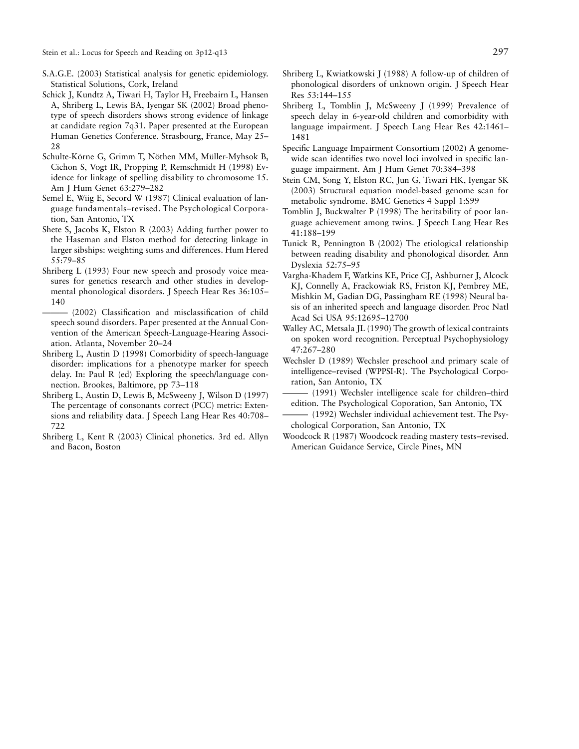S.A.G.E. (2003) Statistical analysis for genetic epidemiology. Statistical Solutions, Cork, Ireland

Schick J, Kundtz A, Tiwari H, Taylor H, Freebairn L, Hansen A, Shriberg L, Lewis BA, Iyengar SK (2002) Broad phenotype of speech disorders shows strong evidence of linkage at candidate region 7q31. Paper presented at the European Human Genetics Conference. Strasbourg, France, May 25–28

Schulte-Körne G, Grimm T, Nöthen MM, Müller-Myhsok B, Cichon S, Vogt IR, Propping P, Remschmidt H (1998) Evidence for linkage of spelling disability to chromosome 15. Am J Hum Genet 63:279–282

Semel E, Wiig E, Secord W (1987) Clinical evaluation of language fundamentals–revised. The Psychological Corporation, San Antonio, TX

Shete S, Jacobs K, Elston R (2003) Adding further power to the Haseman and Elston method for detecting linkage in larger sibships: weighting sums and differences. Hum Hered 55:79–85

Shriberg L (1993) Four new speech and prosody voice measures for genetics research and other studies in developmental phonological disorders. J Speech Hear Res 36:105–140

——— (2002) Classification and misclassification of child speech sound disorders. Paper presented at the Annual Convention of the American Speech-Language-Hearing Association. Atlanta, November 20–24

Shriberg L, Austin D (1998) Comorbidity of speech-language disorder: implications for a phenotype marker for speech delay. In: Paul R (ed) Exploring the speech/language connection. Brookes, Baltimore, pp 73–118

Shriberg L, Austin D, Lewis B, McSweeny J, Wilson D (1997) The percentage of consonants correct (PCC) metric: Extensions and reliability data. J Speech Lang Hear Res 40:708–722

Shriberg L, Kent R (2003) Clinical phonetics. 3rd ed. Allyn and Bacon, Boston

Shriberg L, Kwiatkowski J (1988) A follow-up of children of phonological disorders of unknown origin. J Speech Hear Res 53:144–155

Shriberg L, Tomblin J, McSweeny J (1999) Prevalence of speech delay in 6-year-old children and comorbidity with language impairment. J Speech Lang Hear Res 42:1461–1481

Specific Language Impairment Consortium (2002) A genomewide scan identifies two novel loci involved in specific language impairment. Am J Hum Genet 70:384–398

Stein CM, Song Y, Elston RC, Jun G, Tiwari HK, Iyengar SK (2003) Structural equation model-based genome scan for metabolic syndrome. BMC Genetics 4 Suppl 1:S99

Tomblin J, Buckwalter P (1998) The heritability of poor language achievement among twins. J Speech Lang Hear Res 41:188–199

Tunick R, Pennington B (2002) The etiological relationship between reading disability and phonological disorder. Ann Dyslexia 52:75–95

Vargha-Khadem F, Watkins KE, Price CJ, Ashburner J, Alcock KJ, Connelly A, Frackowiak RS, Friston KJ, Pembrey ME, Mishkin M, Gadian DG, Passingham RE (1998) Neural basis of an inherited speech and language disorder. Proc Natl Acad Sci USA 95:12695–12700

Walley AC, Metsala JL (1990) The growth of lexical contraints on spoken word recognition. Perceptual Psychophysiology 47:267–280

Wechsler D (1989) Wechsler preschool and primary scale of intelligence–revised (WPPSI-R). The Psychological Corporation, San Antonio, TX

——— (1991) Wechsler intelligence scale for children–third edition. The Psychological Coporation, San Antonio, TX

——— (1992) Wechsler individual achievement test. The Psychological Corporation, San Antonio, TX

Woodcock R (1987) Woodcock reading mastery tests–revised. American Guidance Service, Circle Pines, MN